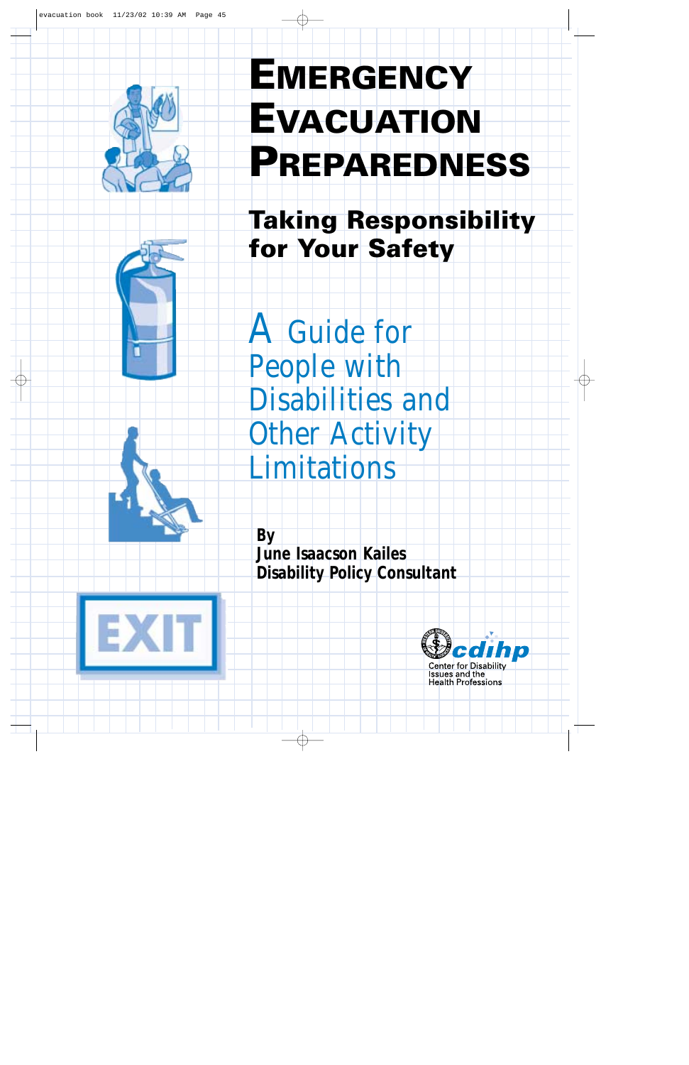# Emergency Evacuation Preparedness

## Taking Responsibility for Your Safety

A Guide for People with Disabilities and Other Activity Limitations

**By**
**June Isaacson Kailes**
**Disability Policy Consultant**

cdihp
Center for Disability Issues and the Health Professions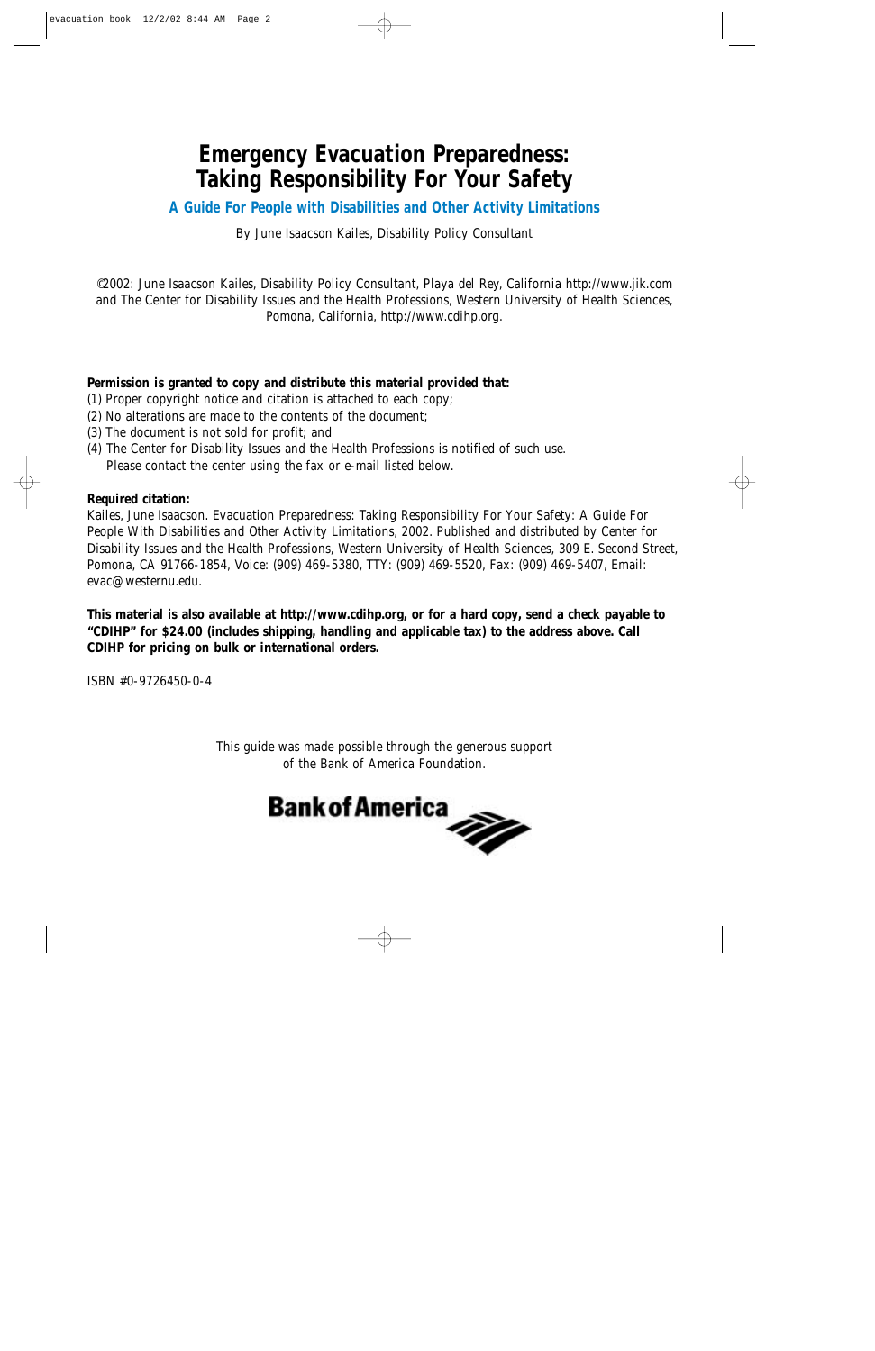# Emergency Evacuation Preparedness: Taking Responsibility For Your Safety

## A Guide For People with Disabilities and Other Activity Limitations

By June Isaacson Kailes, Disability Policy Consultant

©2002: June Isaacson Kailes, Disability Policy Consultant, Playa del Rey, California http://www.jik.com and The Center for Disability Issues and the Health Professions, Western University of Health Sciences, Pomona, California, http://www.cdihp.org.

**Permission is granted to copy and distribute this material provided that:**

(1) Proper copyright notice and citation is attached to each copy;
(2) No alterations are made to the contents of the document;
(3) The document is not sold for profit; and
(4) The Center for Disability Issues and the Health Professions is notified of such use. Please contact the center using the fax or e-mail listed below.

**Required citation:**
Kailes, June Isaacson. Evacuation Preparedness: Taking Responsibility For Your Safety: A Guide For People With Disabilities and Other Activity Limitations, 2002. Published and distributed by Center for Disability Issues and the Health Professions, Western University of Health Sciences, 309 E. Second Street, Pomona, CA 91766-1854, Voice: (909) 469-5380, TTY: (909) 469-5520, Fax: (909) 469-5407, Email: evac@westernu.edu.

**This material is also available at http://www.cdihp.org, or for a hard copy, send a check payable to "CDIHP" for $24.00 (includes shipping, handling and applicable tax) to the address above. Call CDIHP for pricing on bulk or international orders.**

ISBN #0-9726450-0-4

This guide was made possible through the generous support of the Bank of America Foundation.

Bank of America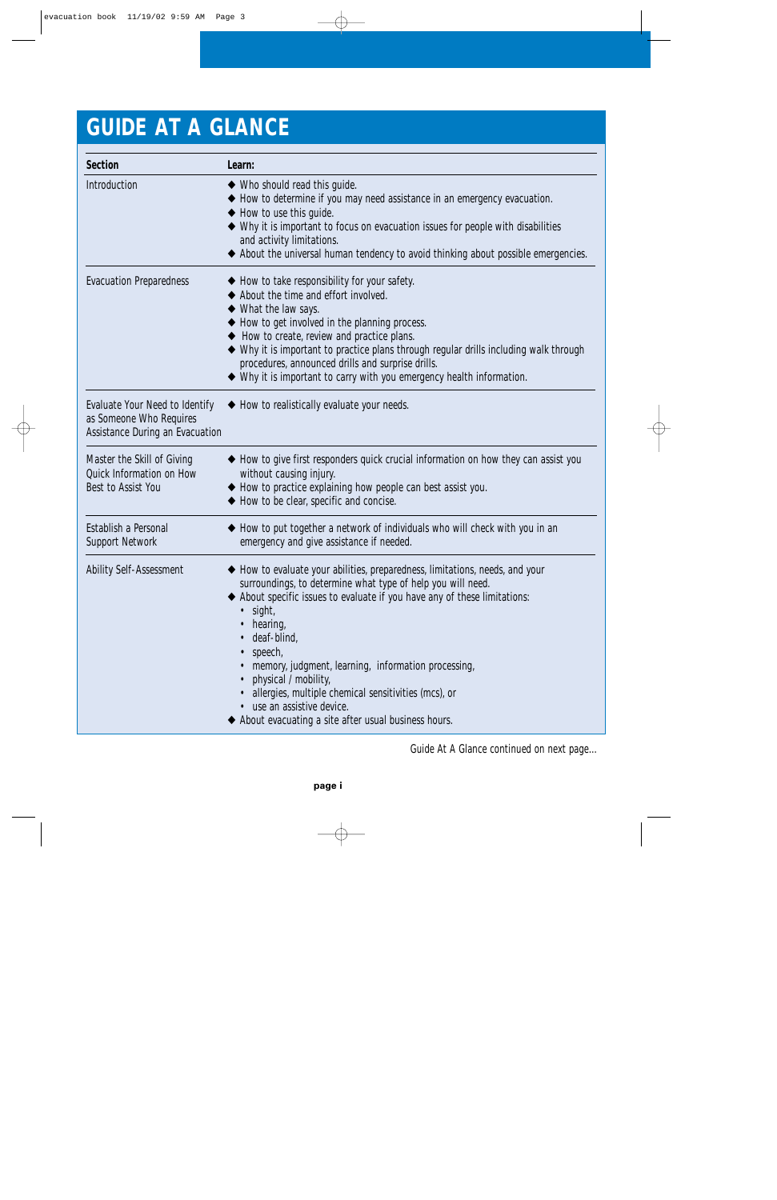# GUIDE AT A GLANCE

| Section | Learn: |
|---|---|
| Introduction | ◆ Who should read this guide.<br>◆ How to determine if you may need assistance in an emergency evacuation.<br>◆ How to use this guide.<br>◆ Why it is important to focus on evacuation issues for people with disabilities and activity limitations.<br>◆ About the universal human tendency to avoid thinking about possible emergencies. |
| Evacuation Preparedness | ◆ How to take responsibility for your safety.<br>◆ About the time and effort involved.<br>◆ What the law says.<br>◆ How to get involved in the planning process.<br>◆ How to create, review and practice plans.<br>◆ Why it is important to practice plans through regular drills including walk through procedures, announced drills and surprise drills.<br>◆ Why it is important to carry with you emergency health information. |
| Evaluate Your Need to Identify as Someone Who Requires Assistance During an Evacuation | ◆ How to realistically evaluate your needs. |
| Master the Skill of Giving Quick Information on How Best to Assist You | ◆ How to give first responders quick crucial information on how they can assist you without causing injury.<br>◆ How to practice explaining how people can best assist you.<br>◆ How to be clear, specific and concise. |
| Establish a Personal Support Network | ◆ How to put together a network of individuals who will check with you in an emergency and give assistance if needed. |
| Ability Self-Assessment | ◆ How to evaluate your abilities, preparedness, limitations, needs, and your surroundings, to determine what type of help you will need.<br>◆ About specific issues to evaluate if you have any of these limitations:<br>• sight,<br>• hearing,<br>• deaf-blind,<br>• speech,<br>• memory, judgment, learning, information processing,<br>• physical / mobility,<br>• allergies, multiple chemical sensitivities (mcs), or<br>• use an assistive device.<br>◆ About evacuating a site after usual business hours. |

Guide At A Glance continued on next page...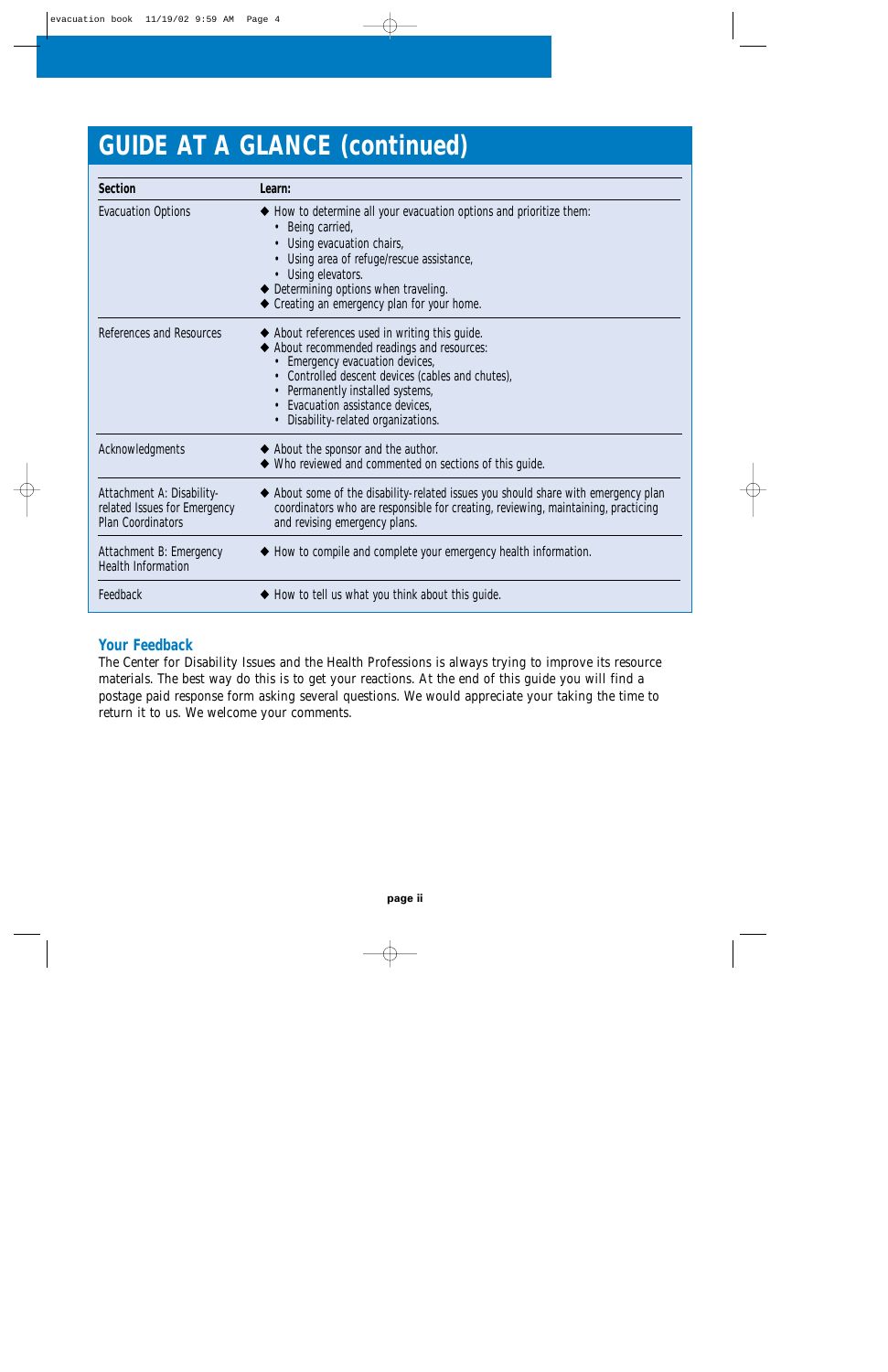# GUIDE AT A GLANCE (continued)

| Section | Learn: |
|---|---|
| Evacuation Options | ◆ How to determine all your evacuation options and prioritize them:<br>• Being carried,<br>• Using evacuation chairs,<br>• Using area of refuge/rescue assistance,<br>• Using elevators.<br>◆ Determining options when traveling.<br>◆ Creating an emergency plan for your home. |
| References and Resources | ◆ About references used in writing this guide.<br>◆ About recommended readings and resources:<br>• Emergency evacuation devices,<br>• Controlled descent devices (cables and chutes),<br>• Permanently installed systems,<br>• Evacuation assistance devices,<br>• Disability-related organizations. |
| Acknowledgments | ◆ About the sponsor and the author.<br>◆ Who reviewed and commented on sections of this guide. |
| Attachment A: Disability-related Issues for Emergency Plan Coordinators | ◆ About some of the disability-related issues you should share with emergency plan coordinators who are responsible for creating, reviewing, maintaining, practicing and revising emergency plans. |
| Attachment B: Emergency Health Information | ◆ How to compile and complete your emergency health information. |
| Feedback | ◆ How to tell us what you think about this guide. |

## Your Feedback

The Center for Disability Issues and the Health Professions is always trying to improve its resource materials. The best way do this is to get your reactions. At the end of this guide you will find a postage paid response form asking several questions. We would appreciate your taking the time to return it to us. We welcome your comments.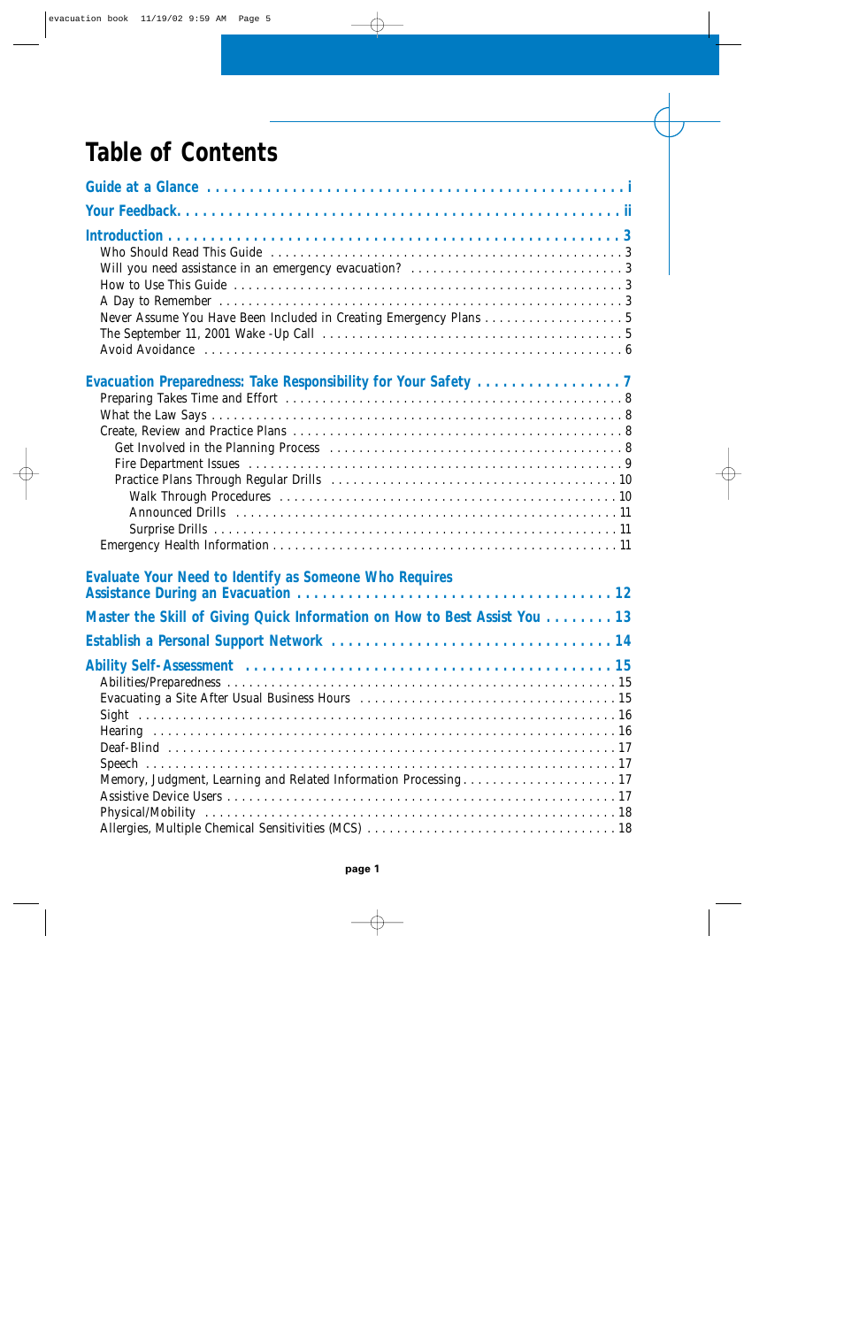# Table of Contents

**Guide at a Glance** . . . . . . . . . . i

**Your Feedback** . . . . . . . . . . ii

**Introduction** . . . . . . . . . . 3
- Who Should Read This Guide . . . . . . . . . . 3
- Will you need assistance in an emergency evacuation? . . . . . . . . . . 3
- How to Use This Guide . . . . . . . . . . 3
- A Day to Remember . . . . . . . . . . 3
- Never Assume You Have Been Included in Creating Emergency Plans . . . . . . . . . . 5
- The September 11, 2001 Wake -Up Call . . . . . . . . . . 5
- Avoid Avoidance . . . . . . . . . . 6

**Evacuation Preparedness: Take Responsibility for Your Safety** . . . . . . . . . . 7
- Preparing Takes Time and Effort . . . . . . . . . . 8
- What the Law Says . . . . . . . . . . 8
- Create, Review and Practice Plans . . . . . . . . . . 8
  - Get Involved in the Planning Process . . . . . . . . . . 8
  - Fire Department Issues . . . . . . . . . . 9
  - Practice Plans Through Regular Drills . . . . . . . . . . 10
    - Walk Through Procedures . . . . . . . . . . 10
    - Announced Drills . . . . . . . . . . 11
    - Surprise Drills . . . . . . . . . . 11
- Emergency Health Information . . . . . . . . . . 11

**Evaluate Your Need to Identify as Someone Who Requires Assistance During an Evacuation** . . . . . . . . . . 12

**Master the Skill of Giving Quick Information on How to Best Assist You** . . . . . . . . . . 13

**Establish a Personal Support Network** . . . . . . . . . . 14

**Ability Self-Assessment** . . . . . . . . . . 15
- Abilities/Preparedness . . . . . . . . . . 15
- Evacuating a Site After Usual Business Hours . . . . . . . . . . 15
- Sight . . . . . . . . . . 16
- Hearing . . . . . . . . . . 16
- Deaf-Blind . . . . . . . . . . 17
- Speech . . . . . . . . . . 17
- Memory, Judgment, Learning and Related Information Processing . . . . . . . . . . 17
- Assistive Device Users . . . . . . . . . . 17
- Physical/Mobility . . . . . . . . . . 18
- Allergies, Multiple Chemical Sensitivities (MCS) . . . . . . . . . . 18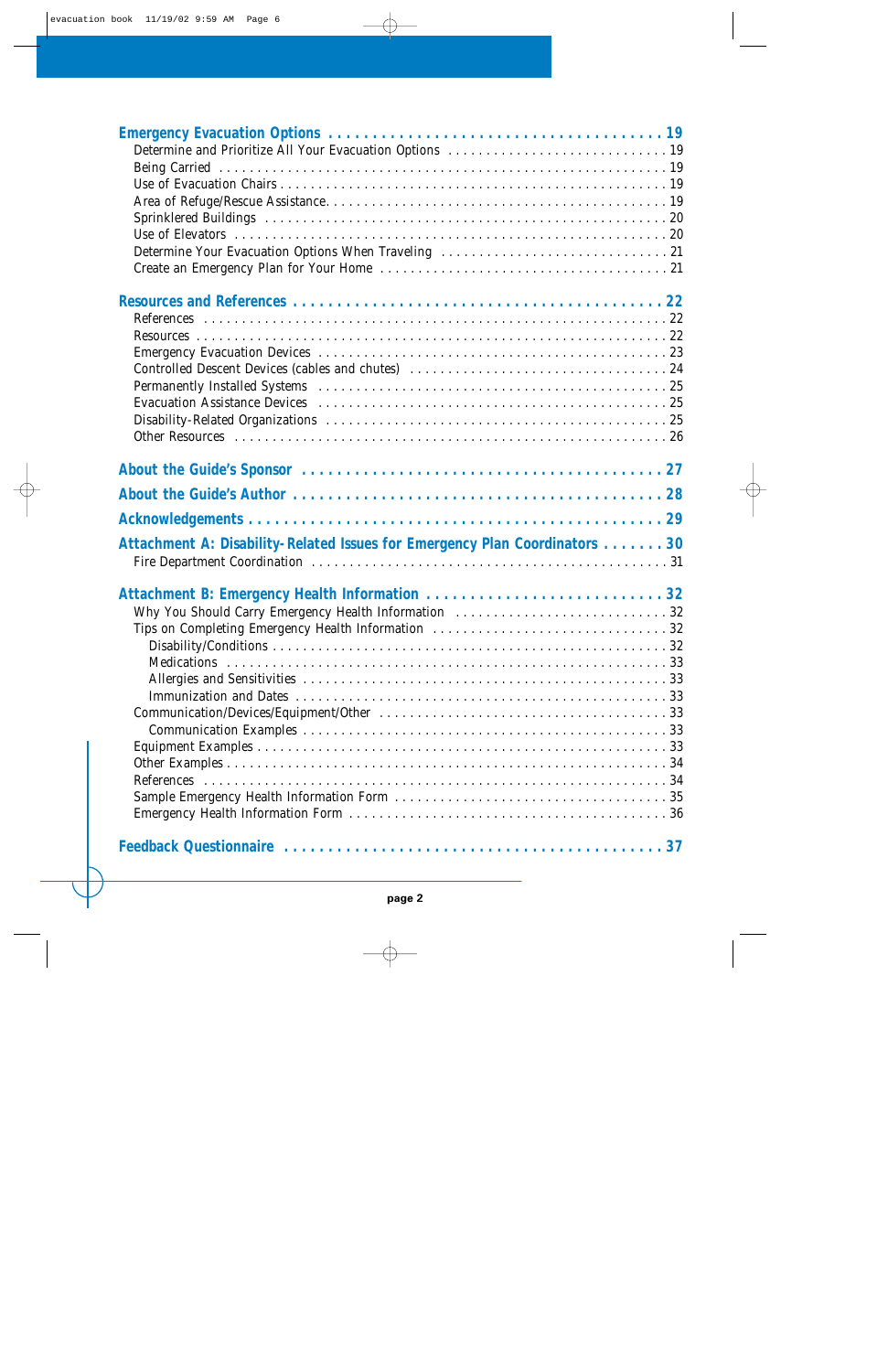**Emergency Evacuation Options** . . . . . . . . . . . . . . . . . . . . . . . . . . . . . . . . . . . . . 19

- Determine and Prioritize All Your Evacuation Options . . . . . . . . . . . . . . . . . . . . . . . . . . . . 19
- Being Carried . . . . . . . . . . . . . . . . . . . . . . . . . . . . . . . . . . . . . . . . . . . . . . . . . . . . . . . 19
- Use of Evacuation Chairs . . . . . . . . . . . . . . . . . . . . . . . . . . . . . . . . . . . . . . . . . . . . . . . 19
- Area of Refuge/Rescue Assistance. . . . . . . . . . . . . . . . . . . . . . . . . . . . . . . . . . . . . . . . . . 19
- Sprinklered Buildings . . . . . . . . . . . . . . . . . . . . . . . . . . . . . . . . . . . . . . . . . . . . . . . . . 20
- Use of Elevators . . . . . . . . . . . . . . . . . . . . . . . . . . . . . . . . . . . . . . . . . . . . . . . . . . . . . 20
- Determine Your Evacuation Options When Traveling . . . . . . . . . . . . . . . . . . . . . . . . . . . . . 21
- Create an Emergency Plan for Your Home . . . . . . . . . . . . . . . . . . . . . . . . . . . . . . . . . . . . 21

**Resources and References** . . . . . . . . . . . . . . . . . . . . . . . . . . . . . . . . . . . . . . . . 22

- References . . . . . . . . . . . . . . . . . . . . . . . . . . . . . . . . . . . . . . . . . . . . . . . . . . . . . . . . 22
- Resources . . . . . . . . . . . . . . . . . . . . . . . . . . . . . . . . . . . . . . . . . . . . . . . . . . . . . . . . . 22
- Emergency Evacuation Devices . . . . . . . . . . . . . . . . . . . . . . . . . . . . . . . . . . . . . . . . . . . 23
- Controlled Descent Devices (cables and chutes) . . . . . . . . . . . . . . . . . . . . . . . . . . . . . . . . 24
- Permanently Installed Systems . . . . . . . . . . . . . . . . . . . . . . . . . . . . . . . . . . . . . . . . . . . 25
- Evacuation Assistance Devices . . . . . . . . . . . . . . . . . . . . . . . . . . . . . . . . . . . . . . . . . . . 25
- Disability-Related Organizations . . . . . . . . . . . . . . . . . . . . . . . . . . . . . . . . . . . . . . . . . . 25
- Other Resources . . . . . . . . . . . . . . . . . . . . . . . . . . . . . . . . . . . . . . . . . . . . . . . . . . . . . 26

**About the Guide's Sponsor** . . . . . . . . . . . . . . . . . . . . . . . . . . . . . . . . . . . . . . . . 27

**About the Guide's Author** . . . . . . . . . . . . . . . . . . . . . . . . . . . . . . . . . . . . . . . . . 28

**Acknowledgements** . . . . . . . . . . . . . . . . . . . . . . . . . . . . . . . . . . . . . . . . . . . . . . . 29

**Attachment A: Disability-Related Issues for Emergency Plan Coordinators** . . . . . . . 30

- Fire Department Coordination . . . . . . . . . . . . . . . . . . . . . . . . . . . . . . . . . . . . . . . . . . . . 31

**Attachment B: Emergency Health Information** . . . . . . . . . . . . . . . . . . . . . . . . . . . 32

- Why You Should Carry Emergency Health Information . . . . . . . . . . . . . . . . . . . . . . . . . . . . 32
- Tips on Completing Emergency Health Information . . . . . . . . . . . . . . . . . . . . . . . . . . . . . . 32
  - Disability/Conditions . . . . . . . . . . . . . . . . . . . . . . . . . . . . . . . . . . . . . . . . . . . . . . . . 32
  - Medications . . . . . . . . . . . . . . . . . . . . . . . . . . . . . . . . . . . . . . . . . . . . . . . . . . . . . . 33
  - Allergies and Sensitivities . . . . . . . . . . . . . . . . . . . . . . . . . . . . . . . . . . . . . . . . . . . . . 33
  - Immunization and Dates . . . . . . . . . . . . . . . . . . . . . . . . . . . . . . . . . . . . . . . . . . . . . . 33
- Communication/Devices/Equipment/Other . . . . . . . . . . . . . . . . . . . . . . . . . . . . . . . . . . . . 33
  - Communication Examples . . . . . . . . . . . . . . . . . . . . . . . . . . . . . . . . . . . . . . . . . . . . . 33
- Equipment Examples . . . . . . . . . . . . . . . . . . . . . . . . . . . . . . . . . . . . . . . . . . . . . . . . . . . 33
- Other Examples . . . . . . . . . . . . . . . . . . . . . . . . . . . . . . . . . . . . . . . . . . . . . . . . . . . . . . 34
- References . . . . . . . . . . . . . . . . . . . . . . . . . . . . . . . . . . . . . . . . . . . . . . . . . . . . . . . . . 34
- Sample Emergency Health Information Form . . . . . . . . . . . . . . . . . . . . . . . . . . . . . . . . . . . 35
- Emergency Health Information Form . . . . . . . . . . . . . . . . . . . . . . . . . . . . . . . . . . . . . . . . 36

**Feedback Questionnaire** . . . . . . . . . . . . . . . . . . . . . . . . . . . . . . . . . . . . . . . . . . 37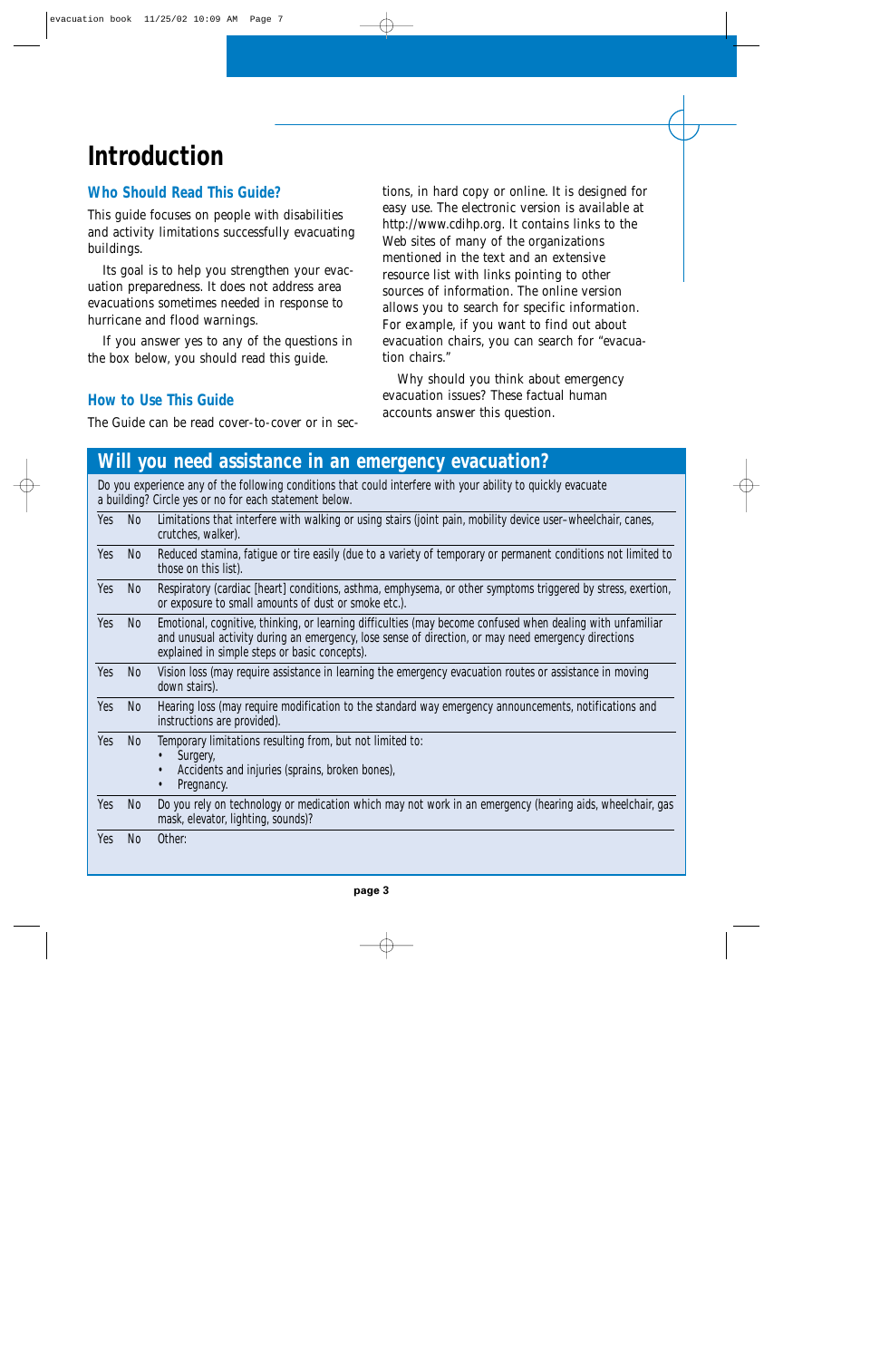# Introduction

## Who Should Read This Guide?

This guide focuses on people with disabilities and activity limitations successfully evacuating buildings.

Its goal is to help you strengthen your evacuation preparedness. It does not address area evacuations sometimes needed in response to hurricane and flood warnings.

If you answer yes to any of the questions in the box below, you should read this guide.

## How to Use This Guide

The Guide can be read cover-to-cover or in sections, in hard copy or online. It is designed for easy use. The electronic version is available at http://www.cdihp.org. It contains links to the Web sites of many of the organizations mentioned in the text and an extensive resource list with links pointing to other sources of information. The online version allows you to search for specific information. For example, if you want to find out about evacuation chairs, you can search for "evacuation chairs."

Why should you think about emergency evacuation issues? These factual human accounts answer this question.

## Will you need assistance in an emergency evacuation?

Do you experience any of the following conditions that could interfere with your ability to quickly evacuate a building? Circle yes or no for each statement below.

| | | |
|---|---|---|
| Yes | No | Limitations that interfere with walking or using stairs (joint pain, mobility device user–wheelchair, canes, crutches, walker). |
| Yes | No | Reduced stamina, fatigue or tire easily (due to a variety of temporary or permanent conditions not limited to those on this list). |
| Yes | No | Respiratory (cardiac [heart] conditions, asthma, emphysema, or other symptoms triggered by stress, exertion, or exposure to small amounts of dust or smoke etc.). |
| Yes | No | Emotional, cognitive, thinking, or learning difficulties (may become confused when dealing with unfamiliar and unusual activity during an emergency, lose sense of direction, or may need emergency directions explained in simple steps or basic concepts). |
| Yes | No | Vision loss (may require assistance in learning the emergency evacuation routes or assistance in moving down stairs). |
| Yes | No | Hearing loss (may require modification to the standard way emergency announcements, notifications and instructions are provided). |
| Yes | No | Temporary limitations resulting from, but not limited to: <br>• Surgery, <br>• Accidents and injuries (sprains, broken bones), <br>• Pregnancy. |
| Yes | No | Do you rely on technology or medication which may not work in an emergency (hearing aids, wheelchair, gas mask, elevator, lighting, sounds)? |
| Yes | No | Other: |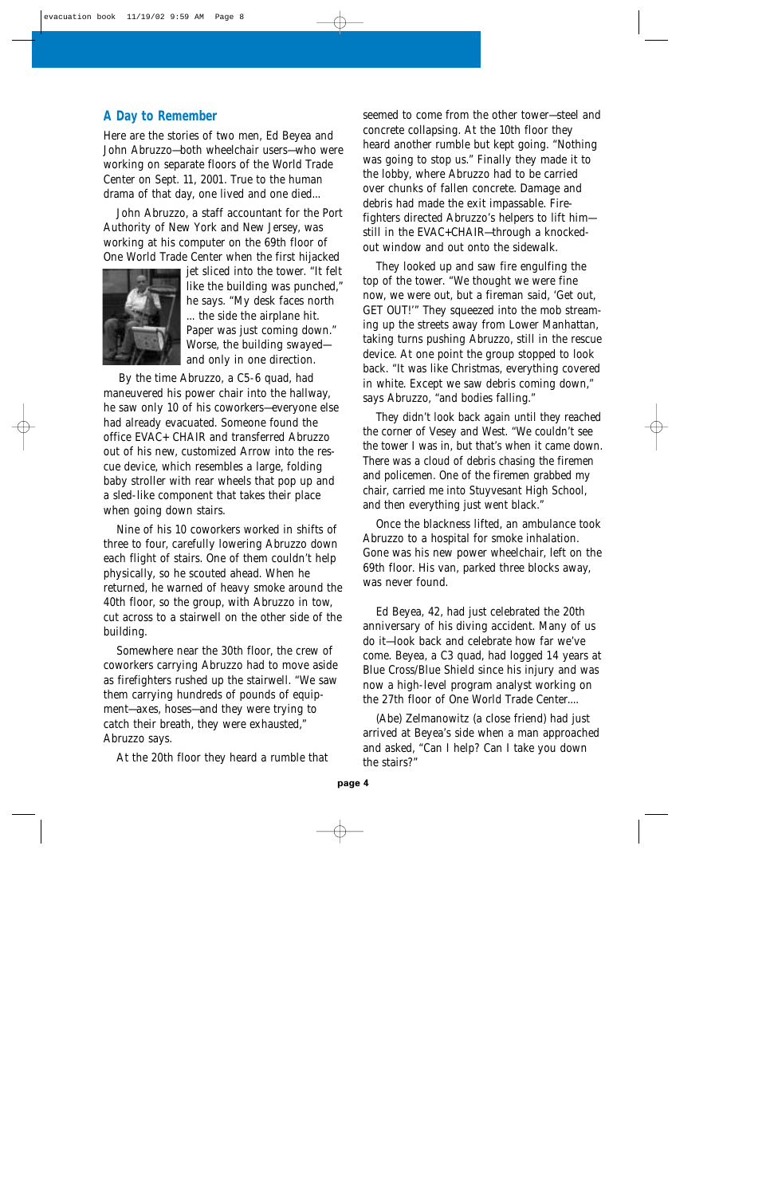## A Day to Remember

Here are the stories of two men, Ed Beyea and John Abruzzo—both wheelchair users—who were working on separate floors of the World Trade Center on Sept. 11, 2001. True to the human drama of that day, one lived and one died...

John Abruzzo, a staff accountant for the Port Authority of New York and New Jersey, was working at his computer on the 69th floor of One World Trade Center when the first hijacked jet sliced into the tower. "It felt like the building was punched," he says. "My desk faces north ... the side the airplane hit. Paper was just coming down." Worse, the building swayed—and only in one direction.

By the time Abruzzo, a C5-6 quad, had maneuvered his power chair into the hallway, he saw only 10 of his coworkers—everyone else had already evacuated. Someone found the office EVAC+ CHAIR and transferred Abruzzo out of his new, customized Arrow into the rescue device, which resembles a large, folding baby stroller with rear wheels that pop up and a sled-like component that takes their place when going down stairs.

Nine of his 10 coworkers worked in shifts of three to four, carefully lowering Abruzzo down each flight of stairs. One of them couldn't help physically, so he scouted ahead. When he returned, he warned of heavy smoke around the 40th floor, so the group, with Abruzzo in tow, cut across to a stairwell on the other side of the building.

Somewhere near the 30th floor, the crew of coworkers carrying Abruzzo had to move aside as firefighters rushed up the stairwell. "We saw them carrying hundreds of pounds of equipment—axes, hoses—and they were trying to catch their breath, they were exhausted," Abruzzo says.

At the 20th floor they heard a rumble that seemed to come from the other tower—steel and concrete collapsing. At the 10th floor they heard another rumble but kept going. "Nothing was going to stop us." Finally they made it to the lobby, where Abruzzo had to be carried over chunks of fallen concrete. Damage and debris had made the exit impassable. Firefighters directed Abruzzo's helpers to lift him—still in the EVAC+CHAIR—through a knocked-out window and out onto the sidewalk.

They looked up and saw fire engulfing the top of the tower. "We thought we were fine now, we were out, but a fireman said, 'Get out, GET OUT!'" They squeezed into the mob streaming up the streets away from Lower Manhattan, taking turns pushing Abruzzo, still in the rescue device. At one point the group stopped to look back. "It was like Christmas, everything covered in white. Except we saw debris coming down," says Abruzzo, "and bodies falling."

They didn't look back again until they reached the corner of Vesey and West. "We couldn't see the tower I was in, but that's when it came down. There was a cloud of debris chasing the firemen and policemen. One of the firemen grabbed my chair, carried me into Stuyvesant High School, and then everything just went black."

Once the blackness lifted, an ambulance took Abruzzo to a hospital for smoke inhalation. Gone was his new power wheelchair, left on the 69th floor. His van, parked three blocks away, was never found.

Ed Beyea, 42, had just celebrated the 20th anniversary of his diving accident. Many of us do it—look back and celebrate how far we've come. Beyea, a C3 quad, had logged 14 years at Blue Cross/Blue Shield since his injury and was now a high-level program analyst working on the 27th floor of One World Trade Center....

(Abe) Zelmanowitz (a close friend) had just arrived at Beyea's side when a man approached and asked, "Can I help? Can I take you down the stairs?"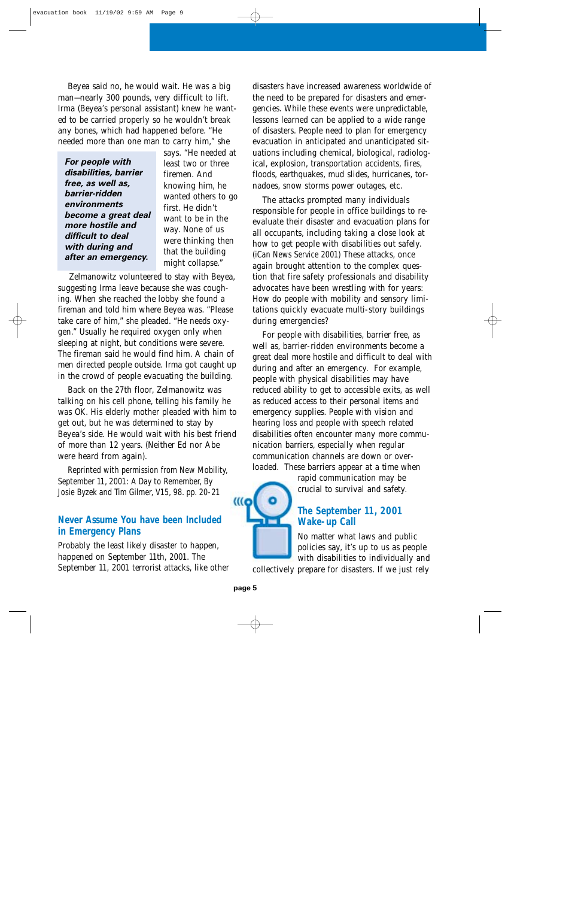Beyea said no, he would wait. He was a big man—nearly 300 pounds, very difficult to lift. Irma (Beyea's personal assistant) knew he wanted to be carried properly so he wouldn't break any bones, which had happened before. "He needed more than one man to carry him," she says. "He needed at least two or three firemen. And knowing him, he wanted others to go first. He didn't want to be in the way. None of us were thinking then that the building might collapse."

> ***For people with disabilities, barrier free, as well as, barrier-ridden environments become a great deal more hostile and difficult to deal with during and after an emergency.***

Zelmanowitz volunteered to stay with Beyea, suggesting Irma leave because she was coughing. When she reached the lobby she found a fireman and told him where Beyea was. "Please take care of him," she pleaded. "He needs oxygen." Usually he required oxygen only when sleeping at night, but conditions were severe. The fireman said he would find him. A chain of men directed people outside. Irma got caught up in the crowd of people evacuating the building.

Back on the 27th floor, Zelmanowitz was talking on his cell phone, telling his family he was OK. His elderly mother pleaded with him to get out, but he was determined to stay by Beyea's side. He would wait with his best friend of more than 12 years. (Neither Ed nor Abe were heard from again).

Reprinted with permission from New Mobility, September 11, 2001: A Day to Remember, By Josie Byzek and Tim Gilmer, V15, 98. pp. 20-21

## Never Assume You have been Included in Emergency Plans

Probably the least likely disaster to happen, happened on September 11th, 2001. The September 11, 2001 terrorist attacks, like other disasters have increased awareness worldwide of the need to be prepared for disasters and emergencies. While these events were unpredictable, lessons learned can be applied to a wide range of disasters. People need to plan for emergency evacuation in anticipated and unanticipated situations including chemical, biological, radiological, explosion, transportation accidents, fires, floods, earthquakes, mud slides, hurricanes, tornadoes, snow storms power outages, etc.

The attacks prompted many individuals responsible for people in office buildings to re-evaluate their disaster and evacuation plans for all occupants, including taking a close look at how to get people with disabilities out safely. (iCan News Service 2001) These attacks, once again brought attention to the complex question that fire safety professionals and disability advocates have been wrestling with for years: How do people with mobility and sensory limitations quickly evacuate multi-story buildings during emergencies?

For people with disabilities, barrier free, as well as, barrier-ridden environments become a great deal more hostile and difficult to deal with during and after an emergency. For example, people with physical disabilities may have reduced ability to get to accessible exits, as well as reduced access to their personal items and emergency supplies. People with vision and hearing loss and people with speech related disabilities often encounter many more communication barriers, especially when regular communication channels are down or overloaded. These barriers appear at a time when rapid communication may be crucial to survival and safety.

## The September 11, 2001 Wake-up Call

No matter what laws and public policies say, it's up to us as people with disabilities to individually and collectively prepare for disasters. If we just rely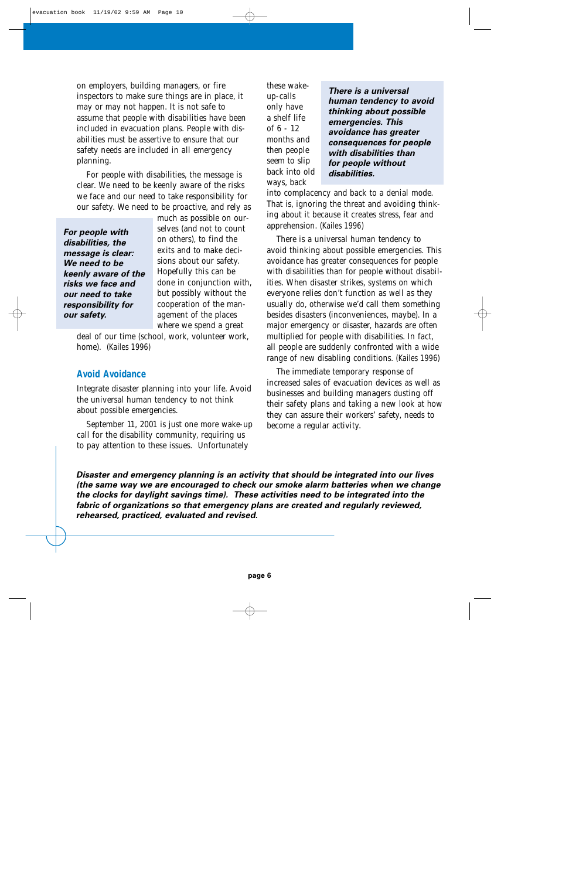on employers, building managers, or fire inspectors to make sure things are in place, it may or may not happen. It is not safe to assume that people with disabilities have been included in evacuation plans. People with disabilities must be assertive to ensure that our safety needs are included in all emergency planning.

For people with disabilities, the message is clear. We need to be keenly aware of the risks we face and our need to take responsibility for our safety. We need to be proactive, and rely as much as possible on ourselves (and not to count on others), to find the exits and to make decisions about our safety. Hopefully this can be done in conjunction with, but possibly without the cooperation of the management of the places where we spend a great deal of our time (school, work, volunteer work, home). (Kailes 1996)

***For people with disabilities, the message is clear: We need to be keenly aware of the risks we face and our need to take responsibility for our safety.***

## Avoid Avoidance

Integrate disaster planning into your life. Avoid the universal human tendency to not think about possible emergencies.

September 11, 2001 is just one more wake-up call for the disability community, requiring us to pay attention to these issues. Unfortunately these wake-up-calls only have a shelf life of 6 - 12 months and then people seem to slip back into old ways, back into complacency and back to a denial mode. That is, ignoring the threat and avoiding thinking about it because it creates stress, fear and apprehension. (Kailes 1996)

***There is a universal human tendency to avoid thinking about possible emergencies. This avoidance has greater consequences for people with disabilities than for people without disabilities.***

There is a universal human tendency to avoid thinking about possible emergencies. This avoidance has greater consequences for people with disabilities than for people without disabilities. When disaster strikes, systems on which everyone relies don't function as well as they usually do, otherwise we'd call them something besides disasters (inconveniences, maybe). In a major emergency or disaster, hazards are often multiplied for people with disabilities. In fact, all people are suddenly confronted with a wide range of new disabling conditions. (Kailes 1996)

The immediate temporary response of increased sales of evacuation devices as well as businesses and building managers dusting off their safety plans and taking a new look at how they can assure their workers' safety, needs to become a regular activity.

***Disaster and emergency planning is an activity that should be integrated into our lives (the same way we are encouraged to check our smoke alarm batteries when we change the clocks for daylight savings time). These activities need to be integrated into the fabric of organizations so that emergency plans are created and regularly reviewed, rehearsed, practiced, evaluated and revised.***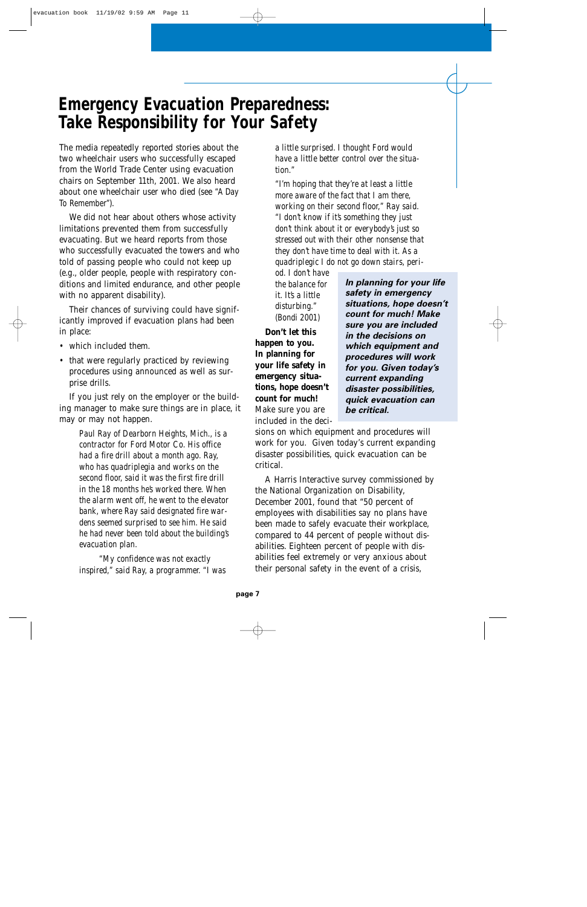# Emergency Evacuation Preparedness: Take Responsibility for Your Safety

The media repeatedly reported stories about the two wheelchair users who successfully escaped from the World Trade Center using evacuation chairs on September 11th, 2001. We also heard about one wheelchair user who died (see "A Day To Remember").

We did not hear about others whose activity limitations prevented them from successfully evacuating. But we heard reports from those who successfully evacuated the towers and who told of passing people who could not keep up (e.g., older people, people with respiratory conditions and limited endurance, and other people with no apparent disability).

Their chances of surviving could have significantly improved if evacuation plans had been in place:

- which included them.
- that were regularly practiced by reviewing procedures using announced as well as surprise drills.

If you just rely on the employer or the building manager to make sure things are in place, it may or may not happen.

> Paul Ray of Dearborn Heights, Mich., is a contractor for Ford Motor Co. His office had a fire drill about a month ago. Ray, who has quadriplegia and works on the second floor, said it was the first fire drill in the 18 months he's worked there. When the alarm went off, he went to the elevator bank, where Ray said designated fire wardens seemed surprised to see him. He said he had never been told about the building's evacuation plan.
>
> "My confidence was not exactly inspired," said Ray, a programmer. "I was a little surprised. I thought Ford would have a little better control over the situation."
>
> "I'm hoping that they're at least a little more aware of the fact that I am there, working on their second floor," Ray said. "I don't know if it's something they just don't think about it or everybody's just so stressed out with their other nonsense that they don't have time to deal with it. As a quadriplegic I do not go down stairs, period. I don't have the balance for it. It's a little disturbing." (Bondi 2001)

> ***In planning for your life safety in emergency situations, hope doesn't count for much! Make sure you are included in the decisions on which equipment and procedures will work for you. Given today's current expanding disaster possibilities, quick evacuation can be critical.***

**Don't let this happen to you. In planning for your life safety in emergency situations, hope doesn't count for much!** Make sure you are included in the decisions on which equipment and procedures will work for you. Given today's current expanding disaster possibilities, quick evacuation can be critical.

A Harris Interactive survey commissioned by the National Organization on Disability, December 2001, found that "50 percent of employees with disabilities say no plans have been made to safely evacuate their workplace, compared to 44 percent of people without disabilities. Eighteen percent of people with disabilities feel extremely or very anxious about their personal safety in the event of a crisis,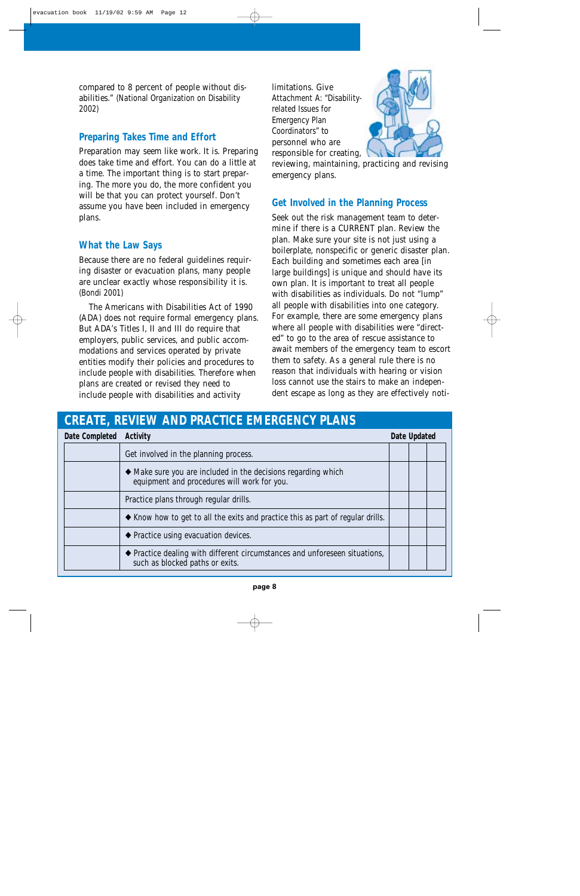compared to 8 percent of people without disabilities." (National Organization on Disability 2002)

### Preparing Takes Time and Effort

Preparation may seem like work. It is. Preparing does take time and effort. You can do a little at a time. The important thing is to start preparing. The more you do, the more confident you will be that you can protect yourself. Don't assume you have been included in emergency plans.

### What the Law Says

Because there are no federal guidelines requiring disaster or evacuation plans, many people are unclear exactly whose responsibility it is. (Bondi 2001)

The Americans with Disabilities Act of 1990 (ADA) does not require formal emergency plans. But ADA's Titles I, II and III do require that employers, public services, and public accommodations and services operated by private entities modify their policies and procedures to include people with disabilities. Therefore when plans are created or revised they need to include people with disabilities and activity limitations. Give Attachment A: "Disability-related Issues for Emergency Plan Coordinators" to personnel who are responsible for creating, reviewing, maintaining, practicing and revising emergency plans.

### Get Involved in the Planning Process

Seek out the risk management team to determine if there is a CURRENT plan. Review the plan. Make sure your site is not just using a boilerplate, nonspecific or generic disaster plan. Each building and sometimes each area [in large buildings] is unique and should have its own plan. It is important to treat all people with disabilities as individuals. Do not "lump" all people with disabilities into one category. For example, there are some emergency plans where all people with disabilities were "directed" to go to the area of rescue assistance to await members of the emergency team to escort them to safety. As a general rule there is no reason that individuals with hearing or vision loss cannot use the stairs to make an independent escape as long as they are effectively noti-

## CREATE, REVIEW AND PRACTICE EMERGENCY PLANS

| Date Completed | Activity | Date Updated | | |
|---|---|---|---|---|
| | Get involved in the planning process. | | | |
| | ◆ Make sure you are included in the decisions regarding which equipment and procedures will work for you. | | | |
| | Practice plans through regular drills. | | | |
| | ◆ Know how to get to all the exits and practice this as part of regular drills. | | | |
| | ◆ Practice using evacuation devices. | | | |
| | ◆ Practice dealing with different circumstances and unforeseen situations, such as blocked paths or exits. | | | |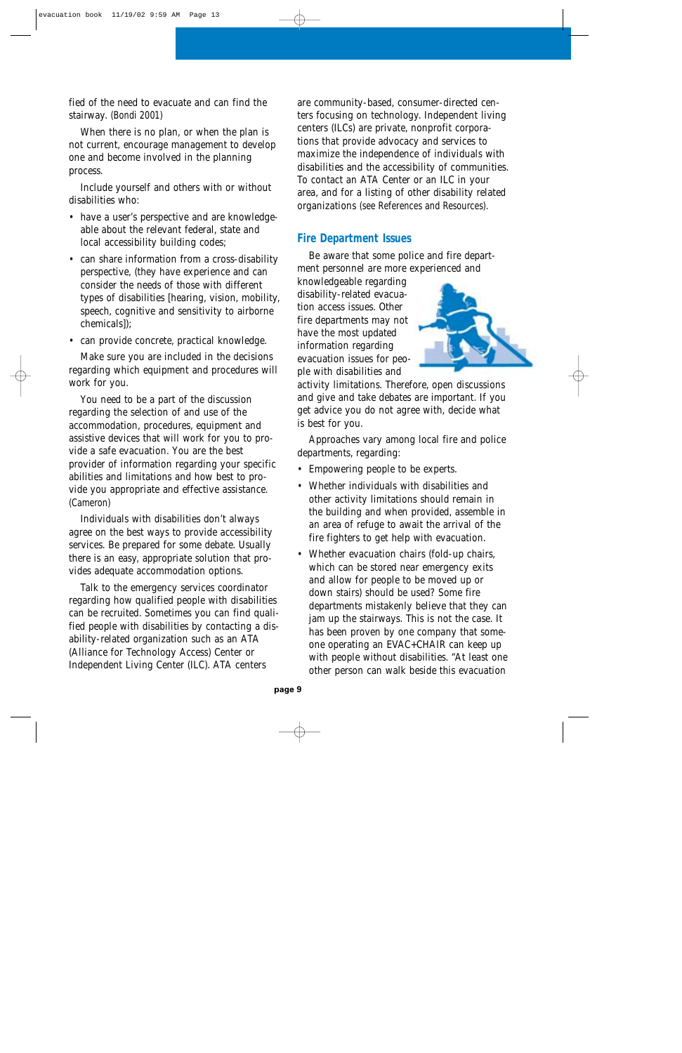fied of the need to evacuate and can find the stairway. (Bondi 2001)

When there is no plan, or when the plan is not current, encourage management to develop one and become involved in the planning process.

Include yourself and others with or without disabilities who:

- have a user's perspective and are knowledgeable about the relevant federal, state and local accessibility building codes;
- can share information from a cross-disability perspective, (they have experience and can consider the needs of those with different types of disabilities [hearing, vision, mobility, speech, cognitive and sensitivity to airborne chemicals]);
- can provide concrete, practical knowledge.

Make sure you are included in the decisions regarding which equipment and procedures will work for you.

You need to be a part of the discussion regarding the selection of and use of the accommodation, procedures, equipment and assistive devices that will work for you to provide a safe evacuation. You are the best provider of information regarding your specific abilities and limitations and how best to provide you appropriate and effective assistance. (Cameron)

Individuals with disabilities don't always agree on the best ways to provide accessibility services. Be prepared for some debate. Usually there is an easy, appropriate solution that provides adequate accommodation options.

Talk to the emergency services coordinator regarding how qualified people with disabilities can be recruited. Sometimes you can find qualified people with disabilities by contacting a disability-related organization such as an ATA (Alliance for Technology Access) Center or Independent Living Center (ILC). ATA centers are community-based, consumer-directed centers focusing on technology. Independent living centers (ILCs) are private, nonprofit corporations that provide advocacy and services to maximize the independence of individuals with disabilities and the accessibility of communities. To contact an ATA Center or an ILC in your area, and for a listing of other disability related organizations (see References and Resources).

## Fire Department Issues

Be aware that some police and fire department personnel are more experienced and knowledgeable regarding disability-related evacuation access issues. Other fire departments may not have the most updated information regarding evacuation issues for people with disabilities and activity limitations. Therefore, open discussions and give and take debates are important. If you get advice you do not agree with, decide what is best for you.

Approaches vary among local fire and police departments, regarding:

- Empowering people to be experts.
- Whether individuals with disabilities and other activity limitations should remain in the building and when provided, assemble in an area of refuge to await the arrival of the fire fighters to get help with evacuation.
- Whether evacuation chairs (fold-up chairs, which can be stored near emergency exits and allow for people to be moved up or down stairs) should be used? Some fire departments mistakenly believe that they can jam up the stairways. This is not the case. It has been proven by one company that someone operating an EVAC+CHAIR can keep up with people without disabilities. "At least one other person can walk beside this evacuation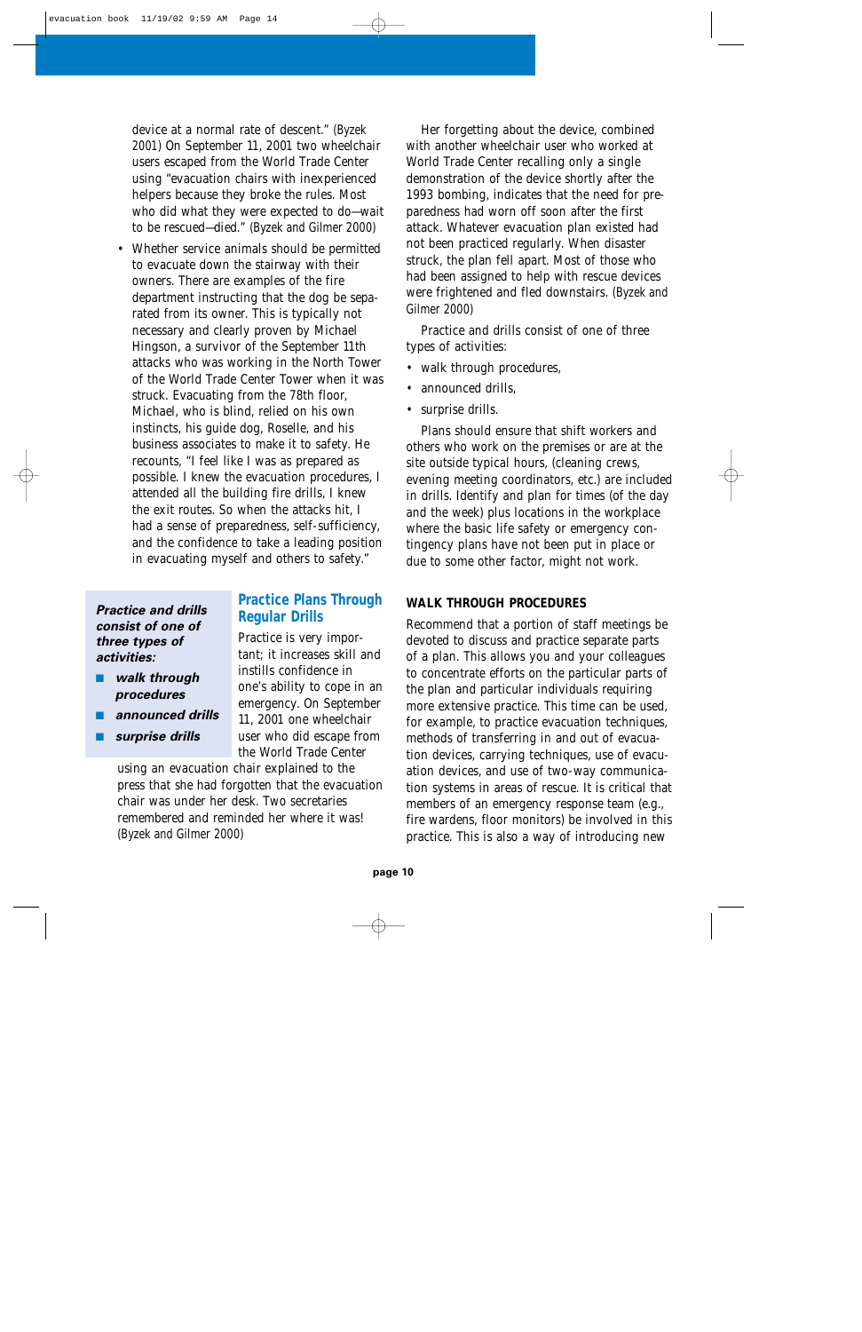device at a normal rate of descent." (Byzek 2001) On September 11, 2001 two wheelchair users escaped from the World Trade Center using "evacuation chairs with inexperienced helpers because they broke the rules. Most who did what they were expected to do—wait to be rescued—died." (Byzek and Gilmer 2000)

- Whether service animals should be permitted to evacuate down the stairway with their owners. There are examples of the fire department instructing that the dog be separated from its owner. This is typically not necessary and clearly proven by Michael Hingson, a survivor of the September 11th attacks who was working in the North Tower of the World Trade Center Tower when it was struck. Evacuating from the 78th floor, Michael, who is blind, relied on his own instincts, his guide dog, Roselle, and his business associates to make it to safety. He recounts, "I feel like I was as prepared as possible. I knew the evacuation procedures, I attended all the building fire drills, I knew the exit routes. So when the attacks hit, I had a sense of preparedness, self-sufficiency, and the confidence to take a leading position in evacuating myself and others to safety."

***Practice and drills consist of one of three types of activities:***

- ***walk through procedures***
- ***announced drills***
- ***surprise drills***

## Practice Plans Through Regular Drills

Practice is very important; it increases skill and instills confidence in one's ability to cope in an emergency. On September 11, 2001 one wheelchair user who did escape from the World Trade Center using an evacuation chair explained to the press that she had forgotten that the evacuation chair was under her desk. Two secretaries remembered and reminded her where it was! (Byzek and Gilmer 2000)

Her forgetting about the device, combined with another wheelchair user who worked at World Trade Center recalling only a single demonstration of the device shortly after the 1993 bombing, indicates that the need for preparedness had worn off soon after the first attack. Whatever evacuation plan existed had not been practiced regularly. When disaster struck, the plan fell apart. Most of those who had been assigned to help with rescue devices were frightened and fled downstairs. (Byzek and Gilmer 2000)

Practice and drills consist of one of three types of activities:

- walk through procedures,
- announced drills,
- surprise drills.

Plans should ensure that shift workers and others who work on the premises or are at the site outside typical hours, (cleaning crews, evening meeting coordinators, etc.) are included in drills. Identify and plan for times (of the day and the week) plus locations in the workplace where the basic life safety or emergency contingency plans have not been put in place or due to some other factor, might not work.

### WALK THROUGH PROCEDURES

Recommend that a portion of staff meetings be devoted to discuss and practice separate parts of a plan. This allows you and your colleagues to concentrate efforts on the particular parts of the plan and particular individuals requiring more extensive practice. This time can be used, for example, to practice evacuation techniques, methods of transferring in and out of evacuation devices, carrying techniques, use of evacuation devices, and use of two-way communication systems in areas of rescue. It is critical that members of an emergency response team (e.g., fire wardens, floor monitors) be involved in this practice. This is also a way of introducing new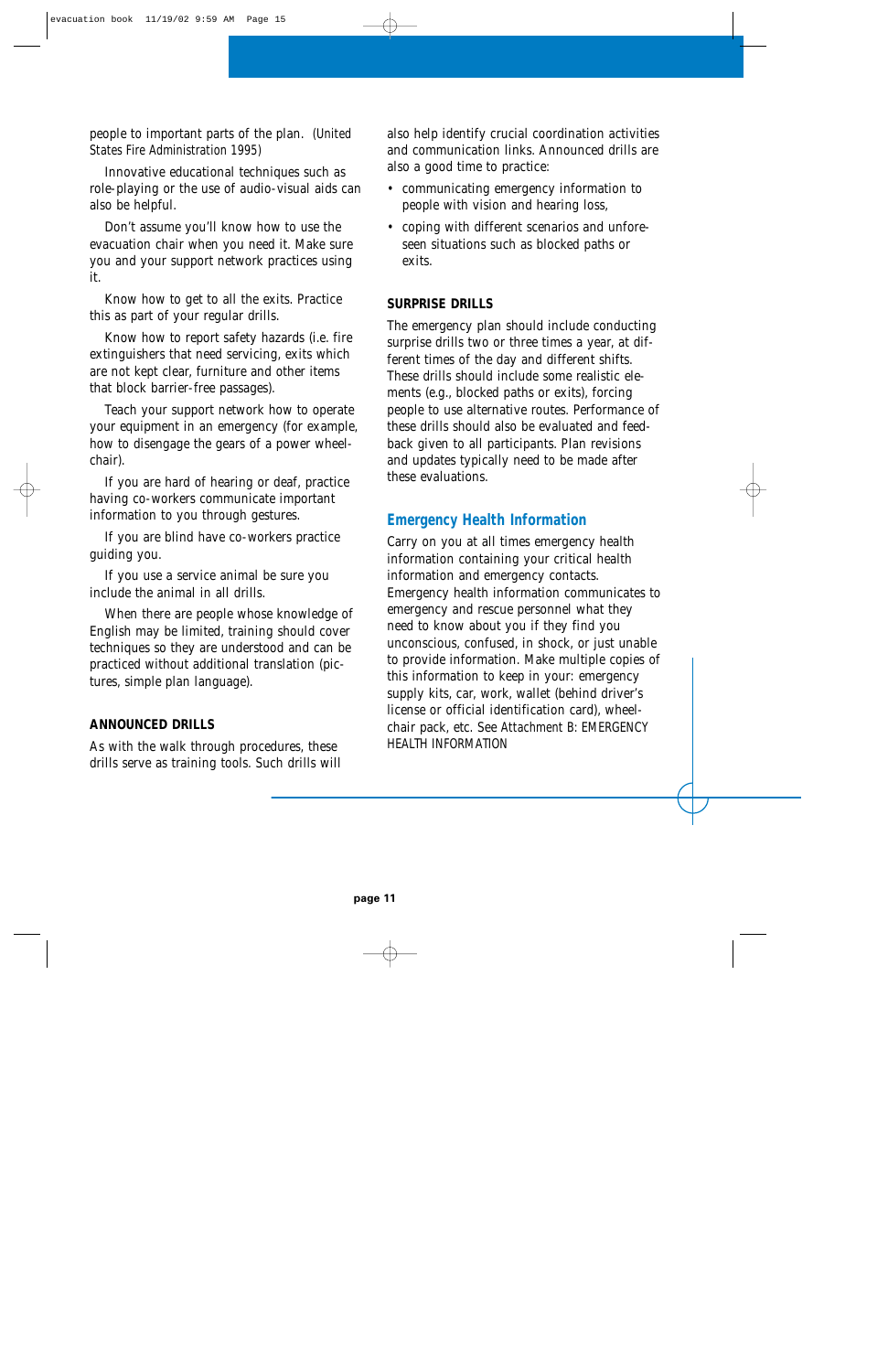people to important parts of the plan. (United States Fire Administration 1995)

Innovative educational techniques such as role-playing or the use of audio-visual aids can also be helpful.

Don't assume you'll know how to use the evacuation chair when you need it. Make sure you and your support network practices using it.

Know how to get to all the exits. Practice this as part of your regular drills.

Know how to report safety hazards (i.e. fire extinguishers that need servicing, exits which are not kept clear, furniture and other items that block barrier-free passages).

Teach your support network how to operate your equipment in an emergency (for example, how to disengage the gears of a power wheelchair).

If you are hard of hearing or deaf, practice having co-workers communicate important information to you through gestures.

If you are blind have co-workers practice guiding you.

If you use a service animal be sure you include the animal in all drills.

When there are people whose knowledge of English may be limited, training should cover techniques so they are understood and can be practiced without additional translation (pictures, simple plan language).

### ANNOUNCED DRILLS

As with the walk through procedures, these drills serve as training tools. Such drills will also help identify crucial coordination activities and communication links. Announced drills are also a good time to practice:

- communicating emergency information to people with vision and hearing loss,
- coping with different scenarios and unforeseen situations such as blocked paths or exits.

### SURPRISE DRILLS

The emergency plan should include conducting surprise drills two or three times a year, at different times of the day and different shifts. These drills should include some realistic elements (e.g., blocked paths or exits), forcing people to use alternative routes. Performance of these drills should also be evaluated and feedback given to all participants. Plan revisions and updates typically need to be made after these evaluations.

## Emergency Health Information

Carry on you at all times emergency health information containing your critical health information and emergency contacts. Emergency health information communicates to emergency and rescue personnel what they need to know about you if they find you unconscious, confused, in shock, or just unable to provide information. Make multiple copies of this information to keep in your: emergency supply kits, car, work, wallet (behind driver's license or official identification card), wheelchair pack, etc. See Attachment B: EMERGENCY HEALTH INFORMATION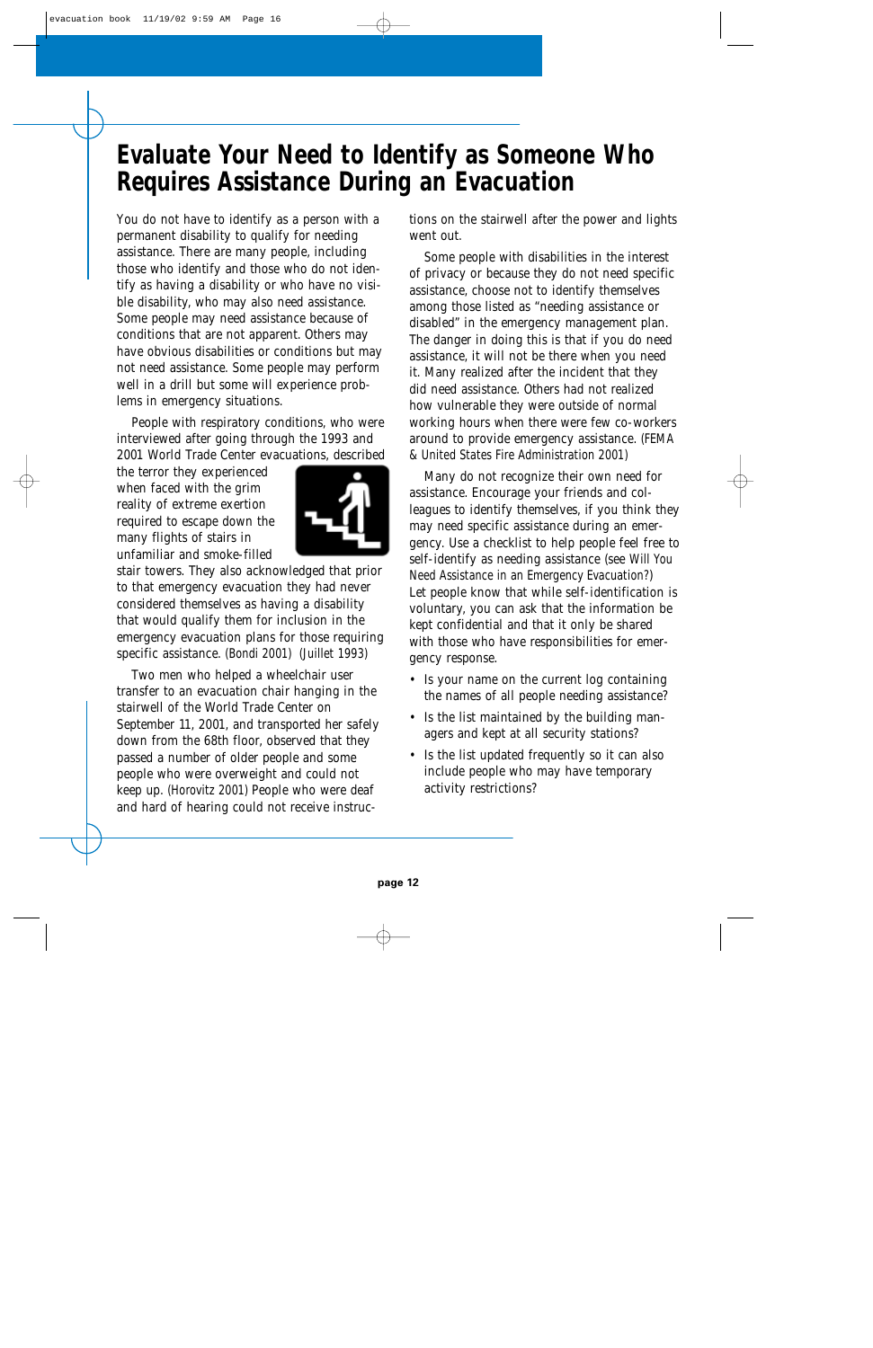# Evaluate Your Need to Identify as Someone Who Requires Assistance During an Evacuation

You do not have to identify as a person with a permanent disability to qualify for needing assistance. There are many people, including those who identify and those who do not identify as having a disability or who have no visible disability, who may also need assistance. Some people may need assistance because of conditions that are not apparent. Others may have obvious disabilities or conditions but may not need assistance. Some people may perform well in a drill but some will experience problems in emergency situations.

People with respiratory conditions, who were interviewed after going through the 1993 and 2001 World Trade Center evacuations, described the terror they experienced when faced with the grim reality of extreme exertion required to escape down the many flights of stairs in unfamiliar and smoke-filled stair towers. They also acknowledged that prior to that emergency evacuation they had never considered themselves as having a disability that would qualify them for inclusion in the emergency evacuation plans for those requiring specific assistance. (Bondi 2001) (Juillet 1993)

Two men who helped a wheelchair user transfer to an evacuation chair hanging in the stairwell of the World Trade Center on September 11, 2001, and transported her safely down from the 68th floor, observed that they passed a number of older people and some people who were overweight and could not keep up. (Horovitz 2001) People who were deaf and hard of hearing could not receive instructions on the stairwell after the power and lights went out.

Some people with disabilities in the interest of privacy or because they do not need specific assistance, choose not to identify themselves among those listed as "needing assistance or disabled" in the emergency management plan. The danger in doing this is that if you do need assistance, it will not be there when you need it. Many realized after the incident that they did need assistance. Others had not realized how vulnerable they were outside of normal working hours when there were few co-workers around to provide emergency assistance. (FEMA & United States Fire Administration 2001)

Many do not recognize their own need for assistance. Encourage your friends and colleagues to identify themselves, if you think they may need specific assistance during an emergency. Use a checklist to help people feel free to self-identify as needing assistance (see Will You Need Assistance in an Emergency Evacuation?) Let people know that while self-identification is voluntary, you can ask that the information be kept confidential and that it only be shared with those who have responsibilities for emergency response.

- Is your name on the current log containing the names of all people needing assistance?
- Is the list maintained by the building managers and kept at all security stations?
- Is the list updated frequently so it can also include people who may have temporary activity restrictions?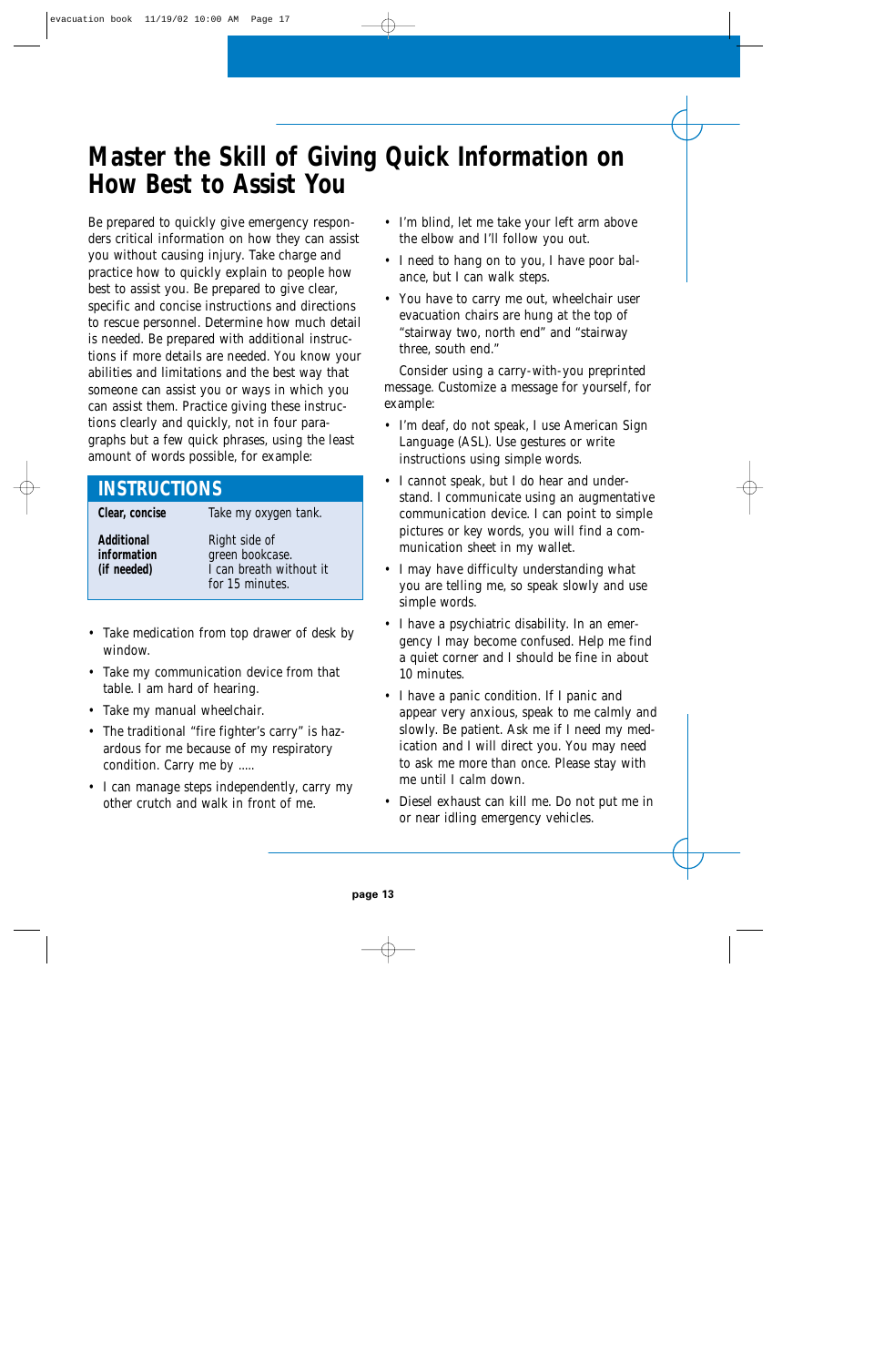# Master the Skill of Giving Quick Information on How Best to Assist You

Be prepared to quickly give emergency responders critical information on how they can assist you without causing injury. Take charge and practice how to quickly explain to people how best to assist you. Be prepared to give clear, specific and concise instructions and directions to rescue personnel. Determine how much detail is needed. Be prepared with additional instructions if more details are needed. You know your abilities and limitations and the best way that someone can assist you or ways in which you can assist them. Practice giving these instructions clearly and quickly, not in four paragraphs but a few quick phrases, using the least amount of words possible, for example:

| INSTRUCTIONS | |
|---|---|
| **Clear, concise** | Take my oxygen tank. |
| **Additional information (if needed)** | Right side of green bookcase. I can breath without it for 15 minutes. |

- Take medication from top drawer of desk by window.
- Take my communication device from that table. I am hard of hearing.
- Take my manual wheelchair.
- The traditional "fire fighter's carry" is hazardous for me because of my respiratory condition. Carry me by .....
- I can manage steps independently, carry my other crutch and walk in front of me.
- I'm blind, let me take your left arm above the elbow and I'll follow you out.
- I need to hang on to you, I have poor balance, but I can walk steps.
- You have to carry me out, wheelchair user evacuation chairs are hung at the top of "stairway two, north end" and "stairway three, south end."

Consider using a carry-with-you preprinted message. Customize a message for yourself, for example:

- I'm deaf, do not speak, I use American Sign Language (ASL). Use gestures or write instructions using simple words.
- I cannot speak, but I do hear and understand. I communicate using an augmentative communication device. I can point to simple pictures or key words, you will find a communication sheet in my wallet.
- I may have difficulty understanding what you are telling me, so speak slowly and use simple words.
- I have a psychiatric disability. In an emergency I may become confused. Help me find a quiet corner and I should be fine in about 10 minutes.
- I have a panic condition. If I panic and appear very anxious, speak to me calmly and slowly. Be patient. Ask me if I need my medication and I will direct you. You may need to ask me more than once. Please stay with me until I calm down.
- Diesel exhaust can kill me. Do not put me in or near idling emergency vehicles.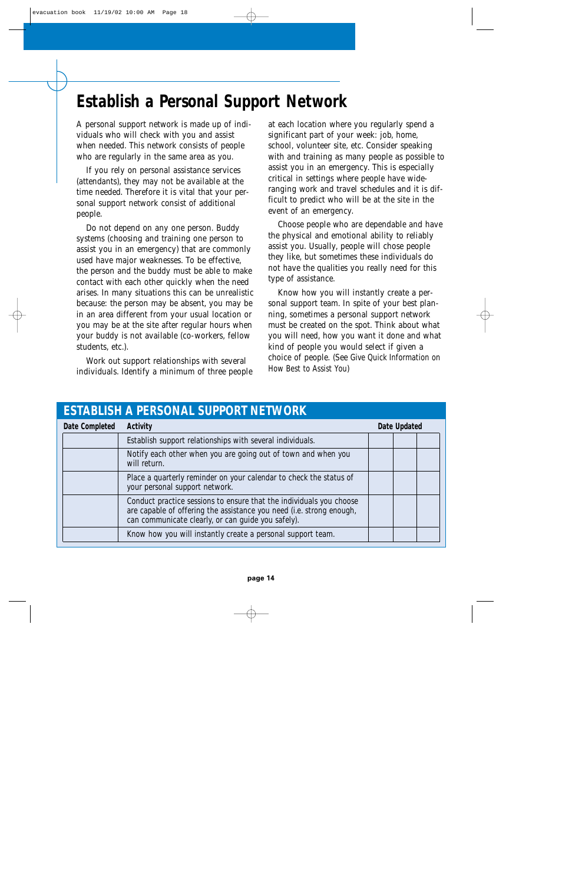# Establish a Personal Support Network

A personal support network is made up of individuals who will check with you and assist when needed. This network consists of people who are regularly in the same area as you.

If you rely on personal assistance services (attendants), they may not be available at the time needed. Therefore it is vital that your personal support network consist of additional people.

Do not depend on any one person. Buddy systems (choosing and training one person to assist you in an emergency) that are commonly used have major weaknesses. To be effective, the person and the buddy must be able to make contact with each other quickly when the need arises. In many situations this can be unrealistic because: the person may be absent, you may be in an area different from your usual location or you may be at the site after regular hours when your buddy is not available (co-workers, fellow students, etc.).

Work out support relationships with several individuals. Identify a minimum of three people at each location where you regularly spend a significant part of your week: job, home, school, volunteer site, etc. Consider speaking with and training as many people as possible to assist you in an emergency. This is especially critical in settings where people have wide-ranging work and travel schedules and it is difficult to predict who will be at the site in the event of an emergency.

Choose people who are dependable and have the physical and emotional ability to reliably assist you. Usually, people will chose people they like, but sometimes these individuals do not have the qualities you really need for this type of assistance.

Know how you will instantly create a personal support team. In spite of your best planning, sometimes a personal support network must be created on the spot. Think about what you will need, how you want it done and what kind of people you would select if given a choice of people. (See Give Quick Information on How Best to Assist You)

## ESTABLISH A PERSONAL SUPPORT NETWORK

| Date Completed | Activity | Date Updated | | |
|---|---|---|---|---|
| | Establish support relationships with several individuals. | | | |
| | Notify each other when you are going out of town and when you will return. | | | |
| | Place a quarterly reminder on your calendar to check the status of your personal support network. | | | |
| | Conduct practice sessions to ensure that the individuals you choose are capable of offering the assistance you need (i.e. strong enough, can communicate clearly, or can guide you safely). | | | |
| | Know how you will instantly create a personal support team. | | | |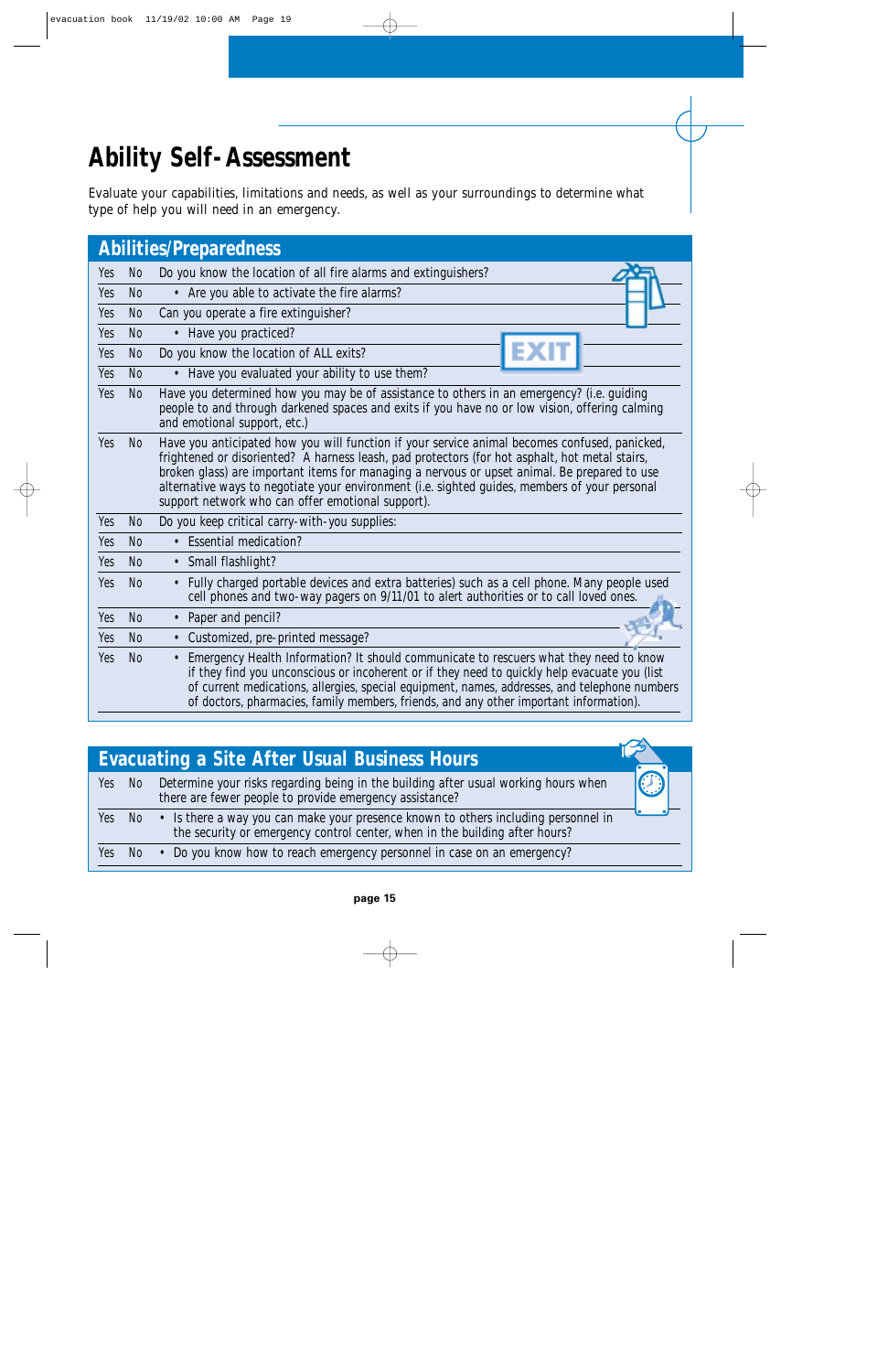# Ability Self-Assessment

Evaluate your capabilities, limitations and needs, as well as your surroundings to determine what type of help you will need in an emergency.

## Abilities/Preparedness

| | | |
|---|---|---|
| Yes | No | Do you know the location of all fire alarms and extinguishers? |
| Yes | No | • Are you able to activate the fire alarms? |
| Yes | No | Can you operate a fire extinguisher? |
| Yes | No | • Have you practiced? |
| Yes | No | Do you know the location of ALL exits? |
| Yes | No | • Have you evaluated your ability to use them? |
| Yes | No | Have you determined how you may be of assistance to others in an emergency? (i.e. guiding people to and through darkened spaces and exits if you have no or low vision, offering calming and emotional support, etc.) |
| Yes | No | Have you anticipated how you will function if your service animal becomes confused, panicked, frightened or disoriented? A harness leash, pad protectors (for hot asphalt, hot metal stairs, broken glass) are important items for managing a nervous or upset animal. Be prepared to use alternative ways to negotiate your environment (i.e. sighted guides, members of your personal support network who can offer emotional support). |
| Yes | No | Do you keep critical carry-with-you supplies: |
| Yes | No | • Essential medication? |
| Yes | No | • Small flashlight? |
| Yes | No | • Fully charged portable devices and extra batteries) such as a cell phone. Many people used cell phones and two-way pagers on 9/11/01 to alert authorities or to call loved ones. |
| Yes | No | • Paper and pencil? |
| Yes | No | • Customized, pre-printed message? |
| Yes | No | • Emergency Health Information? It should communicate to rescuers what they need to know if they find you unconscious or incoherent or if they need to quickly help evacuate you (list of current medications, allergies, special equipment, names, addresses, and telephone numbers of doctors, pharmacies, family members, friends, and any other important information). |

## Evacuating a Site After Usual Business Hours

| | | |
|---|---|---|
| Yes | No | Determine your risks regarding being in the building after usual working hours when there are fewer people to provide emergency assistance? |
| Yes | No | • Is there a way you can make your presence known to others including personnel in the security or emergency control center, when in the building after hours? |
| Yes | No | • Do you know how to reach emergency personnel in case on an emergency? |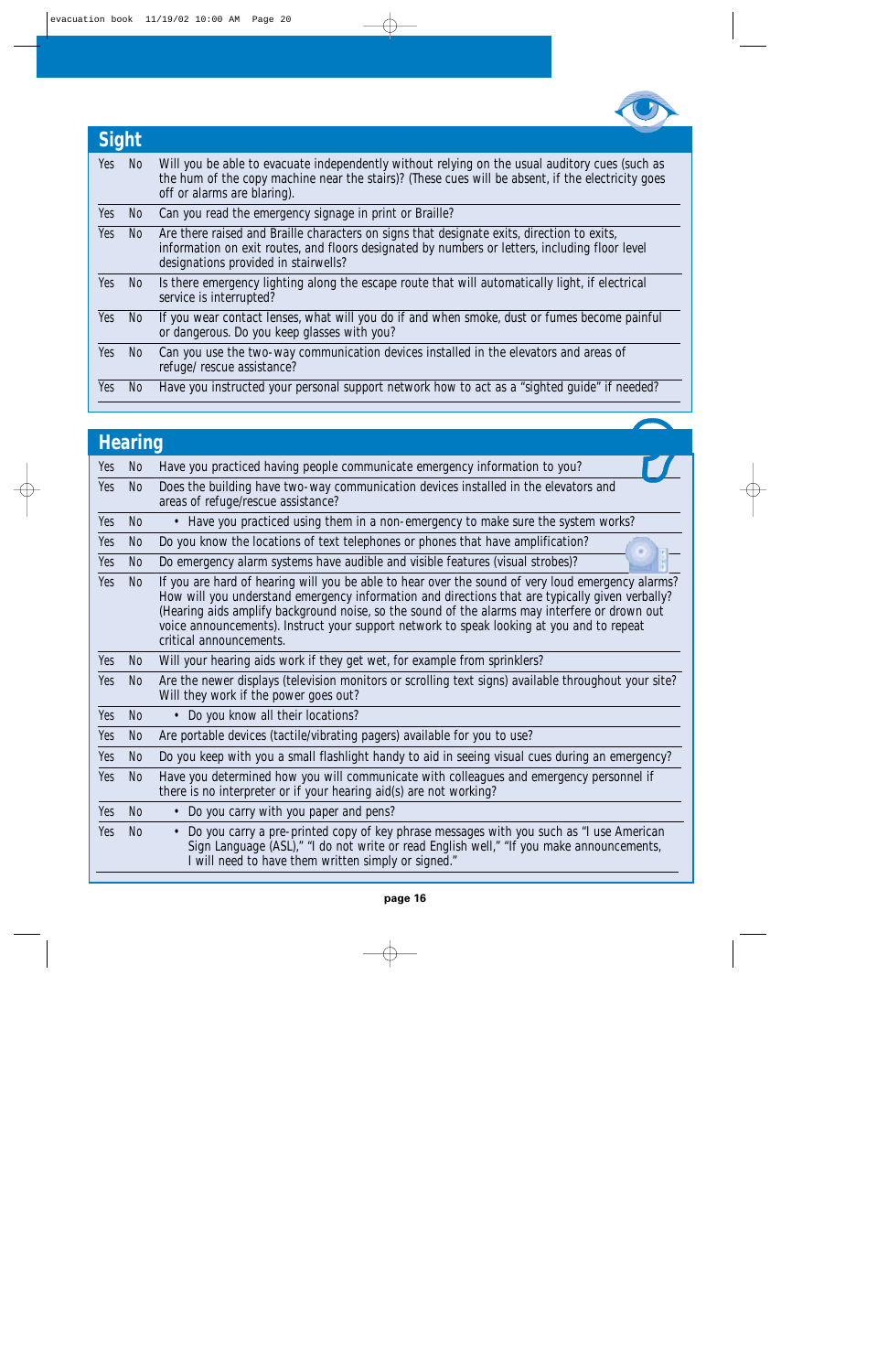## Sight

| | | |
|---|---|---|
| Yes | No | Will you be able to evacuate independently without relying on the usual auditory cues (such as the hum of the copy machine near the stairs)? (These cues will be absent, if the electricity goes off or alarms are blaring). |
| Yes | No | Can you read the emergency signage in print or Braille? |
| Yes | No | Are there raised and Braille characters on signs that designate exits, direction to exits, information on exit routes, and floors designated by numbers or letters, including floor level designations provided in stairwells? |
| Yes | No | Is there emergency lighting along the escape route that will automatically light, if electrical service is interrupted? |
| Yes | No | If you wear contact lenses, what will you do if and when smoke, dust or fumes become painful or dangerous. Do you keep glasses with you? |
| Yes | No | Can you use the two-way communication devices installed in the elevators and areas of refuge/ rescue assistance? |
| Yes | No | Have you instructed your personal support network how to act as a "sighted guide" if needed? |

## Hearing

| | | |
|---|---|---|
| Yes | No | Have you practiced having people communicate emergency information to you? |
| Yes | No | Does the building have two-way communication devices installed in the elevators and areas of refuge/rescue assistance? |
| Yes | No | • Have you practiced using them in a non-emergency to make sure the system works? |
| Yes | No | Do you know the locations of text telephones or phones that have amplification? |
| Yes | No | Do emergency alarm systems have audible and visible features (visual strobes)? |
| Yes | No | If you are hard of hearing will you be able to hear over the sound of very loud emergency alarms? How will you understand emergency information and directions that are typically given verbally? (Hearing aids amplify background noise, so the sound of the alarms may interfere or drown out voice announcements). Instruct your support network to speak looking at you and to repeat critical announcements. |
| Yes | No | Will your hearing aids work if they get wet, for example from sprinklers? |
| Yes | No | Are the newer displays (television monitors or scrolling text signs) available throughout your site? Will they work if the power goes out? |
| Yes | No | • Do you know all their locations? |
| Yes | No | Are portable devices (tactile/vibrating pagers) available for you to use? |
| Yes | No | Do you keep with you a small flashlight handy to aid in seeing visual cues during an emergency? |
| Yes | No | Have you determined how you will communicate with colleagues and emergency personnel if there is no interpreter or if your hearing aid(s) are not working? |
| Yes | No | • Do you carry with you paper and pens? |
| Yes | No | • Do you carry a pre-printed copy of key phrase messages with you such as "I use American Sign Language (ASL)," "I do not write or read English well," "If you make announcements, I will need to have them written simply or signed." |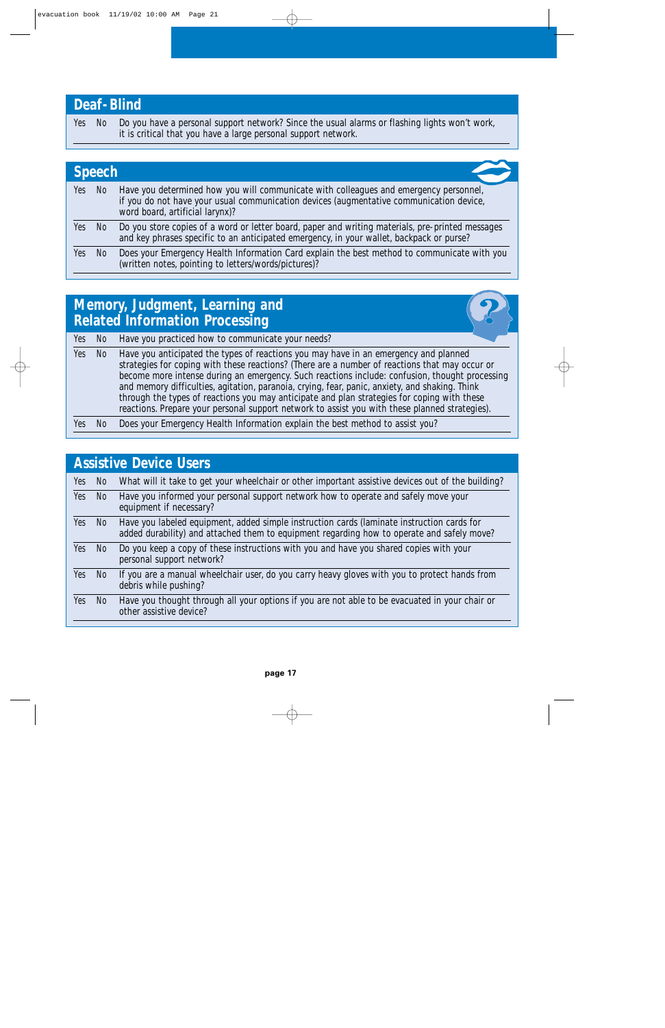## Deaf-Blind

| | | |
|---|---|---|
| Yes | No | Do you have a personal support network? Since the usual alarms or flashing lights won't work, it is critical that you have a large personal support network. |

## Speech

| | | |
|---|---|---|
| Yes | No | Have you determined how you will communicate with colleagues and emergency personnel, if you do not have your usual communication devices (augmentative communication device, word board, artificial larynx)? |
| Yes | No | Do you store copies of a word or letter board, paper and writing materials, pre-printed messages and key phrases specific to an anticipated emergency, in your wallet, backpack or purse? |
| Yes | No | Does your Emergency Health Information Card explain the best method to communicate with you (written notes, pointing to letters/words/pictures)? |

## Memory, Judgment, Learning and Related Information Processing

| | | |
|---|---|---|
| Yes | No | Have you practiced how to communicate your needs? |
| Yes | No | Have you anticipated the types of reactions you may have in an emergency and planned strategies for coping with these reactions? (There are a number of reactions that may occur or become more intense during an emergency. Such reactions include: confusion, thought processing and memory difficulties, agitation, paranoia, crying, fear, panic, anxiety, and shaking. Think through the types of reactions you may anticipate and plan strategies for coping with these reactions. Prepare your personal support network to assist you with these planned strategies). |
| Yes | No | Does your Emergency Health Information explain the best method to assist you? |

## Assistive Device Users

| | | |
|---|---|---|
| Yes | No | What will it take to get your wheelchair or other important assistive devices out of the building? |
| Yes | No | Have you informed your personal support network how to operate and safely move your equipment if necessary? |
| Yes | No | Have you labeled equipment, added simple instruction cards (laminate instruction cards for added durability) and attached them to equipment regarding how to operate and safely move? |
| Yes | No | Do you keep a copy of these instructions with you and have you shared copies with your personal support network? |
| Yes | No | If you are a manual wheelchair user, do you carry heavy gloves with you to protect hands from debris while pushing? |
| Yes | No | Have you thought through all your options if you are not able to be evacuated in your chair or other assistive device? |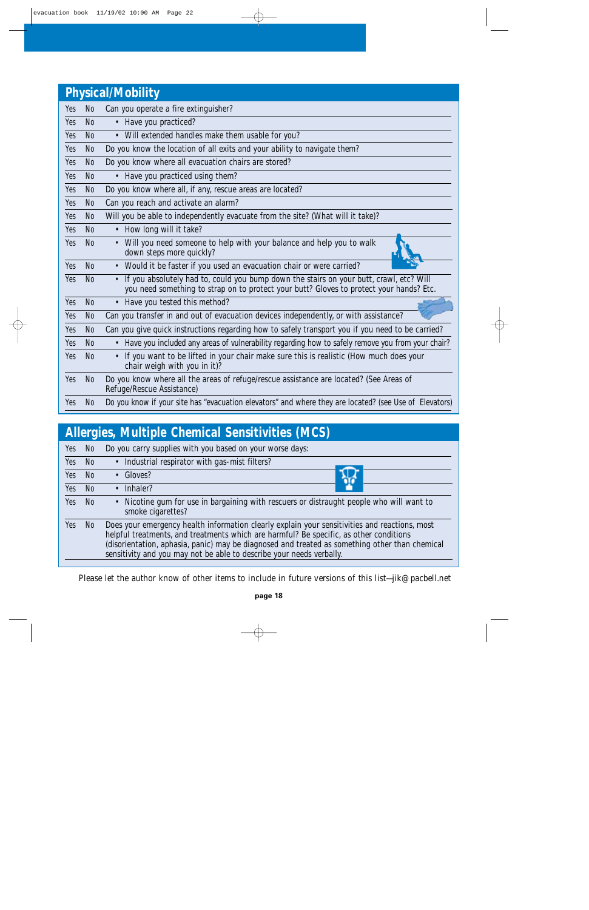## Physical/Mobility

| | | |
|---|---|---|
| Yes | No | Can you operate a fire extinguisher? |
| Yes | No | • Have you practiced? |
| Yes | No | • Will extended handles make them usable for you? |
| Yes | No | Do you know the location of all exits and your ability to navigate them? |
| Yes | No | Do you know where all evacuation chairs are stored? |
| Yes | No | • Have you practiced using them? |
| Yes | No | Do you know where all, if any, rescue areas are located? |
| Yes | No | Can you reach and activate an alarm? |
| Yes | No | Will you be able to independently evacuate from the site? (What will it take)? |
| Yes | No | • How long will it take? |
| Yes | No | • Will you need someone to help with your balance and help you to walk down steps more quickly? |
| Yes | No | • Would it be faster if you used an evacuation chair or were carried? |
| Yes | No | • If you absolutely had to, could you bump down the stairs on your butt, crawl, etc? Will you need something to strap on to protect your butt? Gloves to protect your hands? Etc. |
| Yes | No | • Have you tested this method? |
| Yes | No | Can you transfer in and out of evacuation devices independently, or with assistance? |
| Yes | No | Can you give quick instructions regarding how to safely transport you if you need to be carried? |
| Yes | No | • Have you included any areas of vulnerability regarding how to safely remove you from your chair? |
| Yes | No | • If you want to be lifted in your chair make sure this is realistic (How much does your chair weigh with you in it)? |
| Yes | No | Do you know where all the areas of refuge/rescue assistance are located? (See Areas of Refuge/Rescue Assistance) |
| Yes | No | Do you know if your site has "evacuation elevators" and where they are located? (see Use of Elevators) |

## Allergies, Multiple Chemical Sensitivities (MCS)

| | | |
|---|---|---|
| Yes | No | Do you carry supplies with you based on your worse days: |
| Yes | No | • Industrial respirator with gas-mist filters? |
| Yes | No | • Gloves? |
| Yes | No | • Inhaler? |
| Yes | No | • Nicotine gum for use in bargaining with rescuers or distraught people who will want to smoke cigarettes? |
| Yes | No | Does your emergency health information clearly explain your sensitivities and reactions, most helpful treatments, and treatments which are harmful? Be specific, as other conditions (disorientation, aphasia, panic) may be diagnosed and treated as something other than chemical sensitivity and you may not be able to describe your needs verbally. |

Please let the author know of other items to include in future versions of this list—jik@pacbell.net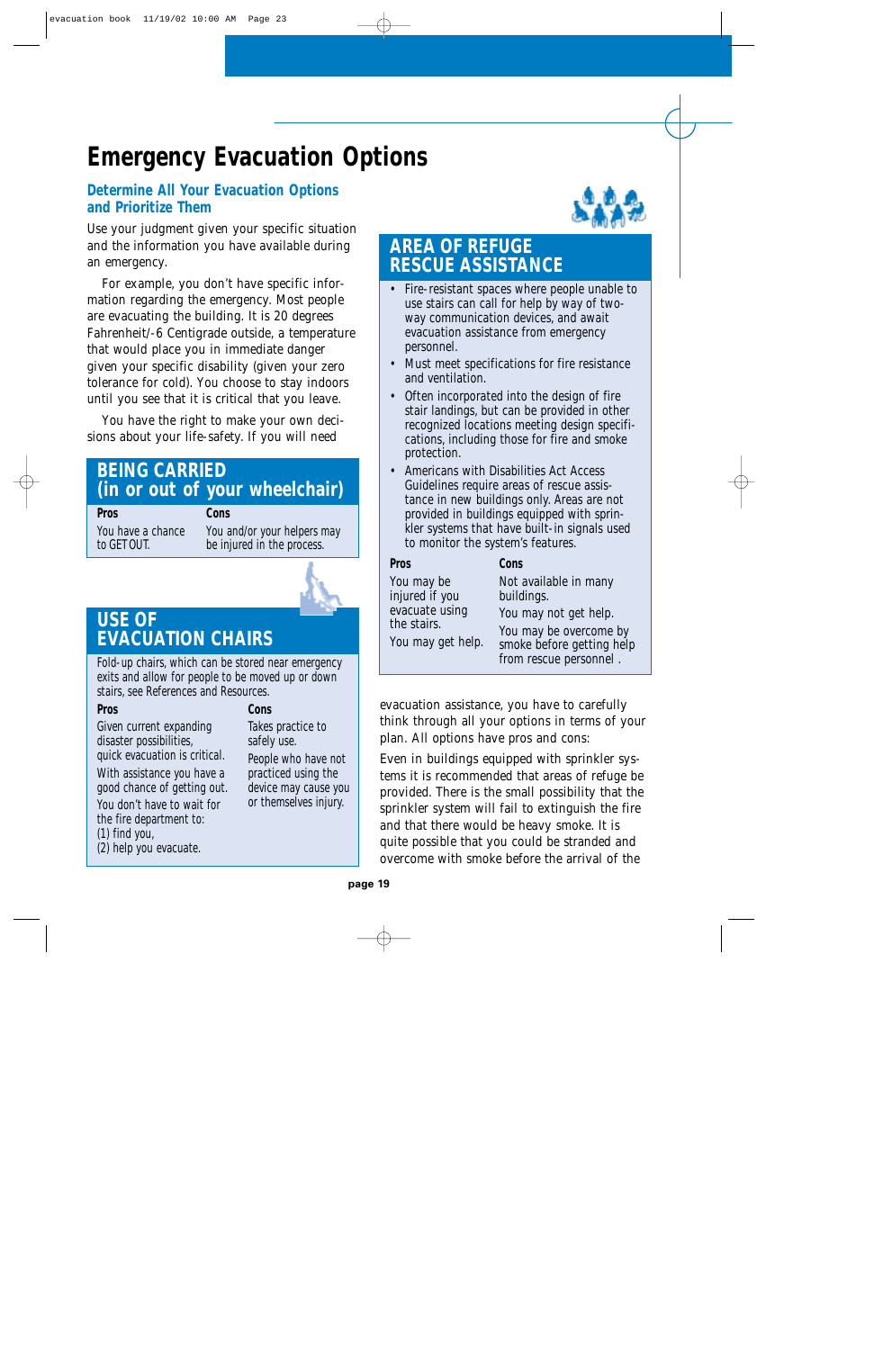# Emergency Evacuation Options

## Determine All Your Evacuation Options and Prioritize Them

Use your judgment given your specific situation and the information you have available during an emergency.

For example, you don't have specific information regarding the emergency. Most people are evacuating the building. It is 20 degrees Fahrenheit/-6 Centigrade outside, a temperature that would place you in immediate danger given your specific disability (given your zero tolerance for cold). You choose to stay indoors until you see that it is critical that you leave.

You have the right to make your own decisions about your life-safety. If you will need evacuation assistance, you have to carefully think through all your options in terms of your plan. All options have pros and cons:

Even in buildings equipped with sprinkler systems it is recommended that areas of refuge be provided. There is the small possibility that the sprinkler system will fail to extinguish the fire and that there would be heavy smoke. It is quite possible that you could be stranded and overcome with smoke before the arrival of the

### BEING CARRIED (in or out of your wheelchair)

| Pros | Cons |
|---|---|
| You have a chance to GET OUT. | You and/or your helpers may be injured in the process. |

### USE OF EVACUATION CHAIRS

Fold-up chairs, which can be stored near emergency exits and allow for people to be moved up or down stairs, see References and Resources.

| Pros | Cons |
|---|---|
| Given current expanding disaster possibilities, quick evacuation is critical. | Takes practice to safely use. |
| With assistance you have a good chance of getting out. | People who have not practiced using the device may cause you or themselves injury. |
| You don't have to wait for the fire department to: (1) find you, (2) help you evacuate. | |

### AREA OF REFUGE RESCUE ASSISTANCE

- Fire-resistant spaces where people unable to use stairs can call for help by way of two-way communication devices, and await evacuation assistance from emergency personnel.
- Must meet specifications for fire resistance and ventilation.
- Often incorporated into the design of fire stair landings, but can be provided in other recognized locations meeting design specifications, including those for fire and smoke protection.
- Americans with Disabilities Act Access Guidelines require areas of rescue assistance in new buildings only. Areas are not provided in buildings equipped with sprinkler systems that have built-in signals used to monitor the system's features.

| Pros | Cons |
|---|---|
| You may be injured if you evacuate using the stairs. | Not available in many buildings. |
| You may get help. | You may not get help. |
| | You may be overcome by smoke before getting help from rescue personnel . |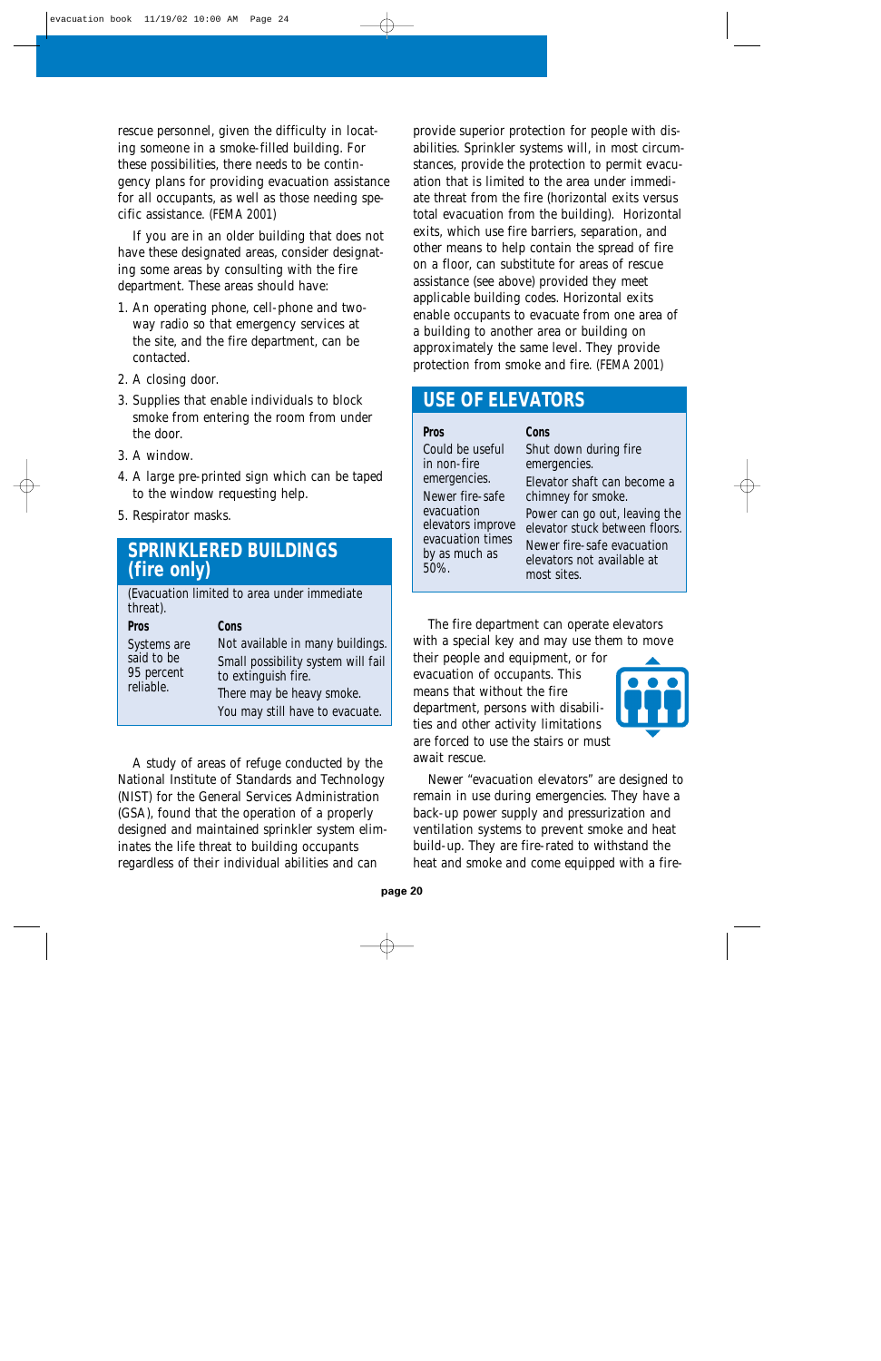rescue personnel, given the difficulty in locating someone in a smoke-filled building. For these possibilities, there needs to be contingency plans for providing evacuation assistance for all occupants, as well as those needing specific assistance. (FEMA 2001)

If you are in an older building that does not have these designated areas, consider designating some areas by consulting with the fire department. These areas should have:

1. An operating phone, cell-phone and two-way radio so that emergency services at the site, and the fire department, can be contacted.
2. A closing door.
3. Supplies that enable individuals to block smoke from entering the room from under the door.
3. A window.
4. A large pre-printed sign which can be taped to the window requesting help.
5. Respirator masks.

## SPRINKLERED BUILDINGS (fire only)

(Evacuation limited to area under immediate threat).

| Pros | Cons |
|---|---|
| Systems are said to be 95 percent reliable. | Not available in many buildings. |
| | Small possibility system will fail to extinguish fire. |
| | There may be heavy smoke. |
| | You may still have to evacuate. |

A study of areas of refuge conducted by the National Institute of Standards and Technology (NIST) for the General Services Administration (GSA), found that the operation of a properly designed and maintained sprinkler system eliminates the life threat to building occupants regardless of their individual abilities and can provide superior protection for people with disabilities. Sprinkler systems will, in most circumstances, provide the protection to permit evacuation that is limited to the area under immediate threat from the fire (horizontal exits versus total evacuation from the building). Horizontal exits, which use fire barriers, separation, and other means to help contain the spread of fire on a floor, can substitute for areas of rescue assistance (see above) provided they meet applicable building codes. Horizontal exits enable occupants to evacuate from one area of a building to another area or building on approximately the same level. They provide protection from smoke and fire. (FEMA 2001)

## USE OF ELEVATORS

| Pros | Cons |
|---|---|
| Could be useful in non-fire emergencies. | Shut down during fire emergencies. |
| Newer fire-safe evacuation elevators improve evacuation times by as much as 50%. | Elevator shaft can become a chimney for smoke. |
| | Power can go out, leaving the elevator stuck between floors. |
| | Newer fire-safe evacuation elevators not available at most sites. |

The fire department can operate elevators with a special key and may use them to move their people and equipment, or for evacuation of occupants. This means that without the fire department, persons with disabilities and other activity limitations are forced to use the stairs or must await rescue.

Newer "evacuation elevators" are designed to remain in use during emergencies. They have a back-up power supply and pressurization and ventilation systems to prevent smoke and heat build-up. They are fire-rated to withstand the heat and smoke and come equipped with a fire-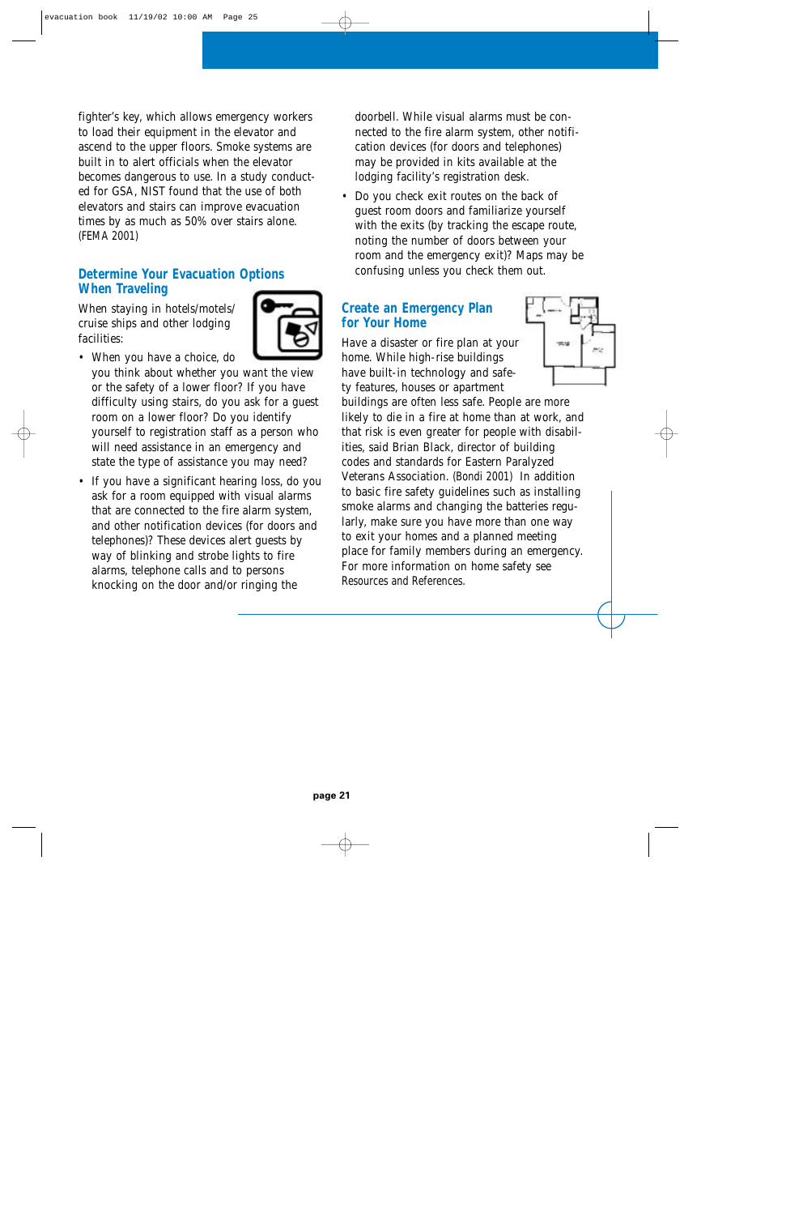fighter's key, which allows emergency workers to load their equipment in the elevator and ascend to the upper floors. Smoke systems are built in to alert officials when the elevator becomes dangerous to use. In a study conducted for GSA, NIST found that the use of both elevators and stairs can improve evacuation times by as much as 50% over stairs alone. (FEMA 2001)

## Determine Your Evacuation Options When Traveling

When staying in hotels/motels/ cruise ships and other lodging facilities:

- When you have a choice, do you think about whether you want the view or the safety of a lower floor? If you have difficulty using stairs, do you ask for a guest room on a lower floor? Do you identify yourself to registration staff as a person who will need assistance in an emergency and state the type of assistance you may need?
- If you have a significant hearing loss, do you ask for a room equipped with visual alarms that are connected to the fire alarm system, and other notification devices (for doors and telephones)? These devices alert guests by way of blinking and strobe lights to fire alarms, telephone calls and to persons knocking on the door and/or ringing the doorbell. While visual alarms must be connected to the fire alarm system, other notification devices (for doors and telephones) may be provided in kits available at the lodging facility's registration desk.
- Do you check exit routes on the back of guest room doors and familiarize yourself with the exits (by tracking the escape route, noting the number of doors between your room and the emergency exit)? Maps may be confusing unless you check them out.

## Create an Emergency Plan for Your Home

Have a disaster or fire plan at your home. While high-rise buildings have built-in technology and safety features, houses or apartment buildings are often less safe. People are more likely to die in a fire at home than at work, and that risk is even greater for people with disabilities, said Brian Black, director of building codes and standards for Eastern Paralyzed Veterans Association. (Bondi 2001) In addition to basic fire safety guidelines such as installing smoke alarms and changing the batteries regularly, make sure you have more than one way to exit your homes and a planned meeting place for family members during an emergency. For more information on home safety see Resources and References.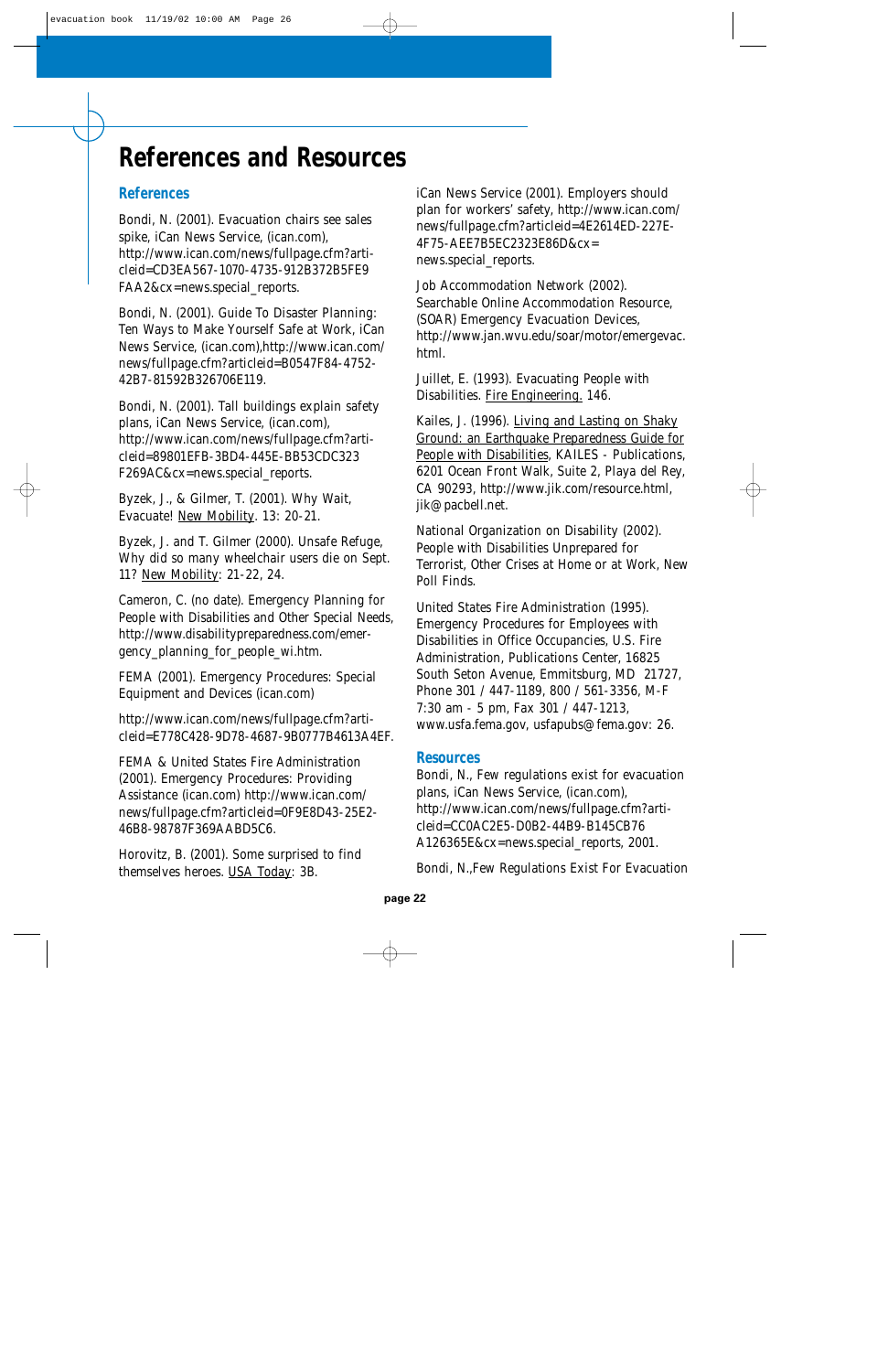# References and Resources

## References

Bondi, N. (2001). Evacuation chairs see sales spike, iCan News Service, (ican.com), http://www.ican.com/news/fullpage.cfm?articleid=CD3EA567-1070-4735-912B372B5FE9FAA2&cx=news.special_reports.

Bondi, N. (2001). Guide To Disaster Planning: Ten Ways to Make Yourself Safe at Work, iCan News Service, (ican.com),http://www.ican.com/news/fullpage.cfm?articleid=B0547F84-4752-42B7-81592B326706E119.

Bondi, N. (2001). Tall buildings explain safety plans, iCan News Service, (ican.com), http://www.ican.com/news/fullpage.cfm?articleid=89801EFB-3BD4-445E-BB53CDC323F269AC&cx=news.special_reports.

Byzek, J., & Gilmer, T. (2001). Why Wait, Evacuate! New Mobility. 13: 20-21.

Byzek, J. and T. Gilmer (2000). Unsafe Refuge, Why did so many wheelchair users die on Sept. 11? New Mobility: 21-22, 24.

Cameron, C. (no date). Emergency Planning for People with Disabilities and Other Special Needs, http://www.disabilitypreparedness.com/emergency_planning_for_people_wi.htm.

FEMA (2001). Emergency Procedures: Special Equipment and Devices (ican.com)

http://www.ican.com/news/fullpage.cfm?articleid=E778C428-9D78-4687-9B0777B4613A4EF.

FEMA & United States Fire Administration (2001). Emergency Procedures: Providing Assistance (ican.com) http://www.ican.com/news/fullpage.cfm?articleid=0F9E8D43-25E2-46B8-98787F369AABD5C6.

Horovitz, B. (2001). Some surprised to find themselves heroes. USA Today: 3B.

iCan News Service (2001). Employers should plan for workers' safety, http://www.ican.com/news/fullpage.cfm?articleid=4E2614ED-227E-4F75-AEE7B5EC2323E86D&cx=news.special_reports.

Job Accommodation Network (2002). Searchable Online Accommodation Resource, (SOAR) Emergency Evacuation Devices, http://www.jan.wvu.edu/soar/motor/emergevac.html.

Juillet, E. (1993). Evacuating People with Disabilities. Fire Engineering. 146.

Kailes, J. (1996). Living and Lasting on Shaky Ground: an Earthquake Preparedness Guide for People with Disabilities, KAILES - Publications, 6201 Ocean Front Walk, Suite 2, Playa del Rey, CA 90293, http://www.jik.com/resource.html, jik@pacbell.net.

National Organization on Disability (2002). People with Disabilities Unprepared for Terrorist, Other Crises at Home or at Work, New Poll Finds.

United States Fire Administration (1995). Emergency Procedures for Employees with Disabilities in Office Occupancies, U.S. Fire Administration, Publications Center, 16825 South Seton Avenue, Emmitsburg, MD 21727, Phone 301 / 447-1189, 800 / 561-3356, M-F 7:30 am - 5 pm, Fax 301 / 447-1213, www.usfa.fema.gov, usfapubs@fema.gov: 26.

## Resources

Bondi, N., Few regulations exist for evacuation plans, iCan News Service, (ican.com), http://www.ican.com/news/fullpage.cfm?articleid=CC0AC2E5-D0B2-44B9-B145CB76A126365E&cx=news.special_reports, 2001.

Bondi, N.,Few Regulations Exist For Evacuation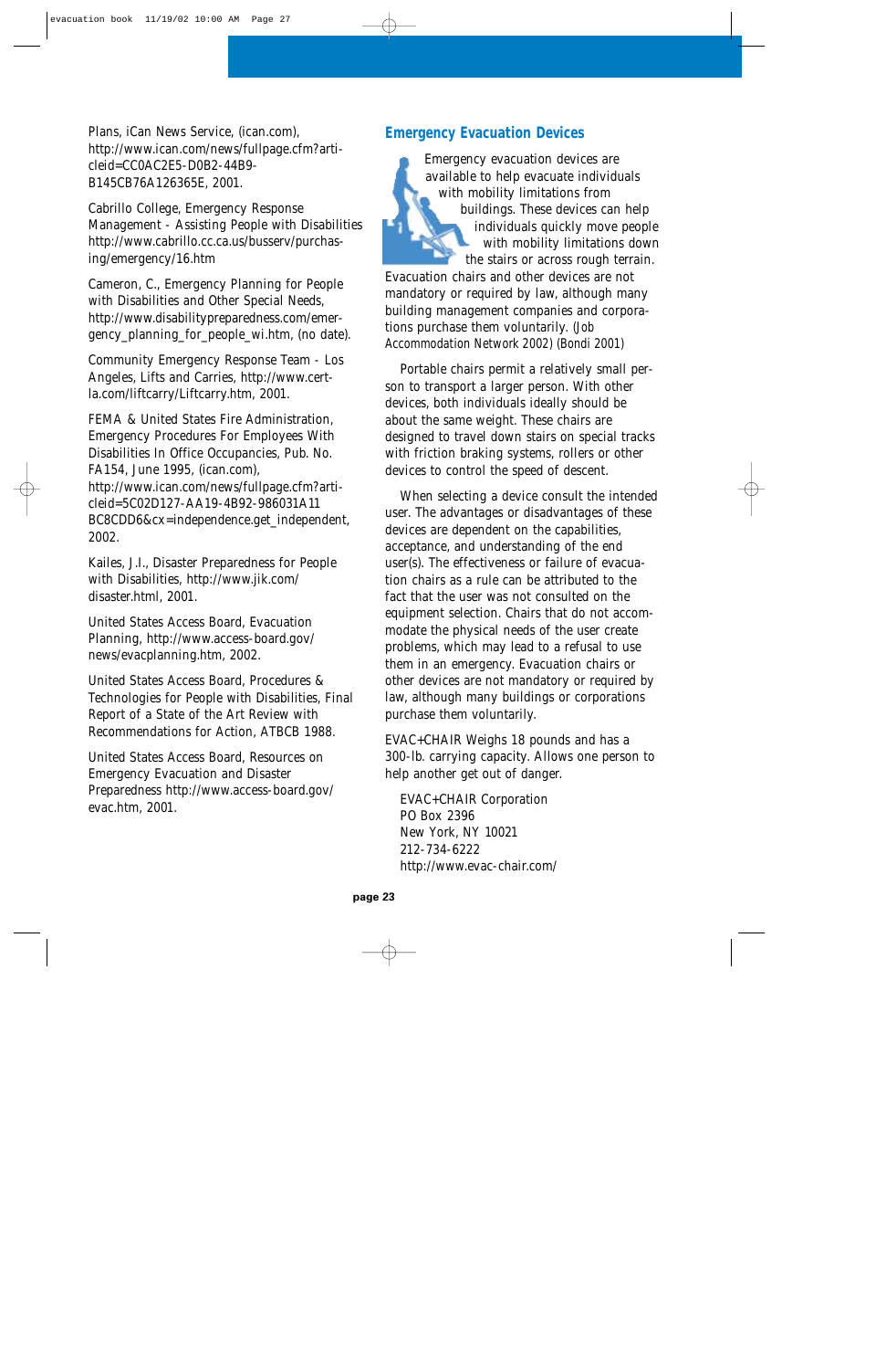Plans, iCan News Service, (ican.com), http://www.ican.com/news/fullpage.cfm?articleid=CC0AC2E5-D0B2-44B9-B145CB76A126365E, 2001.

Cabrillo College, Emergency Response Management - Assisting People with Disabilities http://www.cabrillo.cc.ca.us/busserv/purchasing/emergency/16.htm

Cameron, C., Emergency Planning for People with Disabilities and Other Special Needs, http://www.disabilitypreparedness.com/emergency_planning_for_people_wi.htm, (no date).

Community Emergency Response Team - Los Angeles, Lifts and Carries, http://www.cert-la.com/liftcarry/Liftcarry.htm, 2001.

FEMA & United States Fire Administration, Emergency Procedures For Employees With Disabilities In Office Occupancies, Pub. No. FA154, June 1995, (ican.com), http://www.ican.com/news/fullpage.cfm?articleid=5C02D127-AA19-4B92-986031A11 BC8CDD6&cx=independence.get_independent, 2002.

Kailes, J.I., Disaster Preparedness for People with Disabilities, http://www.jik.com/disaster.html, 2001.

United States Access Board, Evacuation Planning, http://www.access-board.gov/news/evacplanning.htm, 2002.

United States Access Board, Procedures & Technologies for People with Disabilities, Final Report of a State of the Art Review with Recommendations for Action, ATBCB 1988.

United States Access Board, Resources on Emergency Evacuation and Disaster Preparedness http://www.access-board.gov/evac.htm, 2001.

## Emergency Evacuation Devices

Emergency evacuation devices are available to help evacuate individuals with mobility limitations from buildings. These devices can help individuals quickly move people with mobility limitations down the stairs or across rough terrain. Evacuation chairs and other devices are not mandatory or required by law, although many building management companies and corporations purchase them voluntarily. (Job Accommodation Network 2002) (Bondi 2001)

Portable chairs permit a relatively small person to transport a larger person. With other devices, both individuals ideally should be about the same weight. These chairs are designed to travel down stairs on special tracks with friction braking systems, rollers or other devices to control the speed of descent.

When selecting a device consult the intended user. The advantages or disadvantages of these devices are dependent on the capabilities, acceptance, and understanding of the end user(s). The effectiveness or failure of evacuation chairs as a rule can be attributed to the fact that the user was not consulted on the equipment selection. Chairs that do not accommodate the physical needs of the user create problems, which may lead to a refusal to use them in an emergency. Evacuation chairs or other devices are not mandatory or required by law, although many buildings or corporations purchase them voluntarily.

EVAC+CHAIR Weighs 18 pounds and has a 300-lb. carrying capacity. Allows one person to help another get out of danger.

EVAC+CHAIR Corporation  
PO Box 2396  
New York, NY 10021  
212-734-6222  
http://www.evac-chair.com/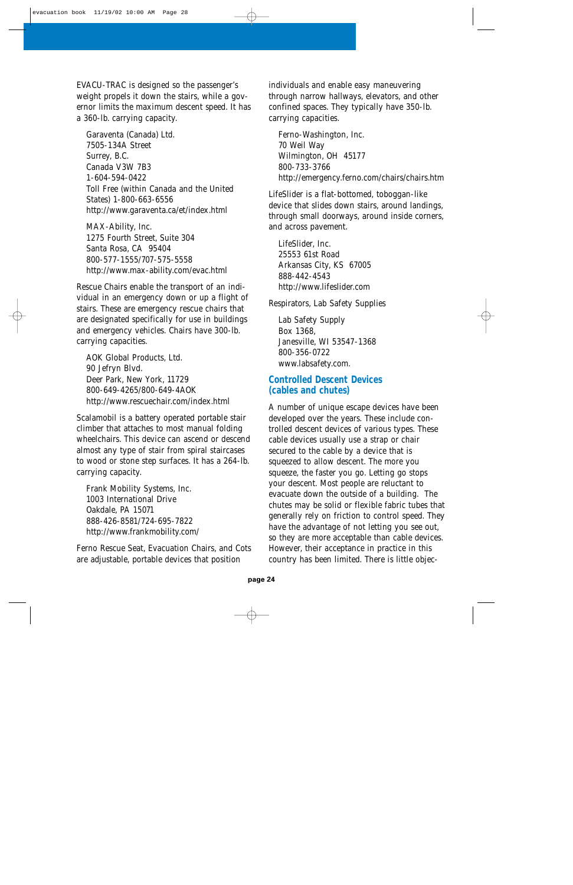EVACU-TRAC is designed so the passenger's weight propels it down the stairs, while a governor limits the maximum descent speed. It has a 360-lb. carrying capacity.

Garaventa (Canada) Ltd.
7505-134A Street
Surrey, B.C.
Canada V3W 7B3
1-604-594-0422
Toll Free (within Canada and the United States) 1-800-663-6556
http://www.garaventa.ca/et/index.html

MAX-Ability, Inc.
1275 Fourth Street, Suite 304
Santa Rosa, CA 95404
800-577-1555/707-575-5558
http://www.max-ability.com/evac.html

Rescue Chairs enable the transport of an individual in an emergency down or up a flight of stairs. These are emergency rescue chairs that are designated specifically for use in buildings and emergency vehicles. Chairs have 300-lb. carrying capacities.

AOK Global Products, Ltd.
90 Jefryn Blvd.
Deer Park, New York, 11729
800-649-4265/800-649-4AOK
http://www.rescuechair.com/index.html

Scalamobil is a battery operated portable stair climber that attaches to most manual folding wheelchairs. This device can ascend or descend almost any type of stair from spiral staircases to wood or stone step surfaces. It has a 264-lb. carrying capacity.

Frank Mobility Systems, Inc.
1003 International Drive
Oakdale, PA 15071
888-426-8581/724-695-7822
http://www.frankmobility.com/

Ferno Rescue Seat, Evacuation Chairs, and Cots are adjustable, portable devices that position individuals and enable easy maneuvering through narrow hallways, elevators, and other confined spaces. They typically have 350-lb. carrying capacities.

Ferno-Washington, Inc.
70 Weil Way
Wilmington, OH 45177
800-733-3766
http://emergency.ferno.com/chairs/chairs.htm

LifeSlider is a flat-bottomed, toboggan-like device that slides down stairs, around landings, through small doorways, around inside corners, and across pavement.

LifeSlider, Inc.
25553 61st Road
Arkansas City, KS 67005
888-442-4543
http://www.lifeslider.com

Respirators, Lab Safety Supplies

Lab Safety Supply
Box 1368,
Janesville, WI 53547-1368
800-356-0722
www.labsafety.com.

## Controlled Descent Devices (cables and chutes)

A number of unique escape devices have been developed over the years. These include controlled descent devices of various types. These cable devices usually use a strap or chair secured to the cable by a device that is squeezed to allow descent. The more you squeeze, the faster you go. Letting go stops your descent. Most people are reluctant to evacuate down the outside of a building. The chutes may be solid or flexible fabric tubes that generally rely on friction to control speed. They have the advantage of not letting you see out, so they are more acceptable than cable devices. However, their acceptance in practice in this country has been limited. There is little objec-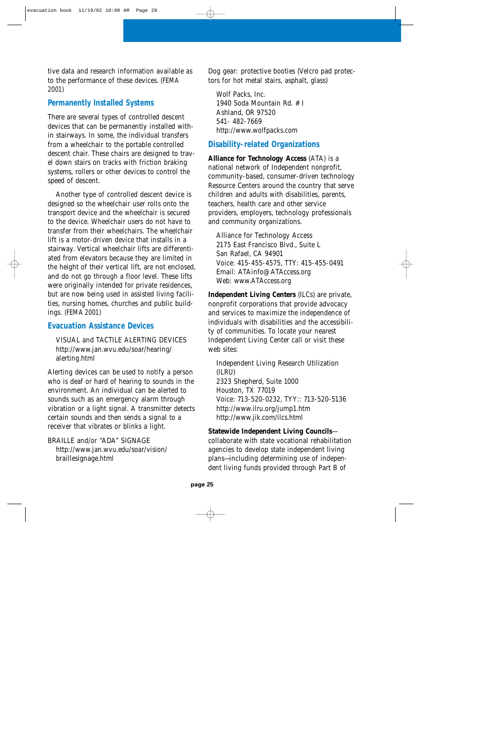tive data and research information available as to the performance of these devices. (FEMA 2001)

## Permanently Installed Systems

There are several types of controlled descent devices that can be permanently installed within stairways. In some, the individual transfers from a wheelchair to the portable controlled descent chair. These chairs are designed to travel down stairs on tracks with friction braking systems, rollers or other devices to control the speed of descent.

Another type of controlled descent device is designed so the wheelchair user rolls onto the transport device and the wheelchair is secured to the device. Wheelchair users do not have to transfer from their wheelchairs. The wheelchair lift is a motor-driven device that installs in a stairway. Vertical wheelchair lifts are differentiated from elevators because they are limited in the height of their vertical lift, are not enclosed, and do not go through a floor level. These lifts were originally intended for private residences, but are now being used in assisted living facilities, nursing homes, churches and public buildings. (FEMA 2001)

## Evacuation Assistance Devices

VISUAL and TACTILE ALERTING DEVICES
http://www.jan.wvu.edu/soar/hearing/alerting.html

Alerting devices can be used to notify a person who is deaf or hard of hearing to sounds in the environment. An individual can be alerted to sounds such as an emergency alarm through vibration or a light signal. A transmitter detects certain sounds and then sends a signal to a receiver that vibrates or blinks a light.

BRAILLE and/or “ADA” SIGNAGE
http://www.jan.wvu.edu/soar/vision/braillesignage.html

Dog gear: protective booties (Velcro pad protectors for hot metal stairs, asphalt, glass)

Wolf Packs, Inc.
1940 Soda Mountain Rd. # I
Ashland, OR 97520
541- 482-7669
http://www.wolfpacks.com

## Disability-related Organizations

**Alliance for Technology Access** (ATA) is a national network of Independent nonprofit, community-based, consumer-driven technology Resource Centers around the country that serve children and adults with disabilities, parents, teachers, health care and other service providers, employers, technology professionals and community organizations.

Alliance for Technology Access
2175 East Francisco Blvd., Suite L
San Rafael, CA 94901
Voice: 415-455-4575, TTY: 415-455-0491
Email: ATAinfo@ATAccess.org
Web: www.ATAccess.org

**Independent Living Centers** (ILCs) are private, nonprofit corporations that provide advocacy and services to maximize the independence of individuals with disabilities and the accessibility of communities. To locate your nearest Independent Living Center call or visit these web sites:

Independent Living Research Utilization (ILRU)
2323 Shepherd, Suite 1000
Houston, TX 77019
Voice: 713-520-0232, TYY:: 713-520-5136
http://www.ilru.org/jump1.htm
http://www.jik.com/ilcs.html

**Statewide Independent Living Councils**—collaborate with state vocational rehabilitation agencies to develop state independent living plans—including determining use of independent living funds provided through Part B of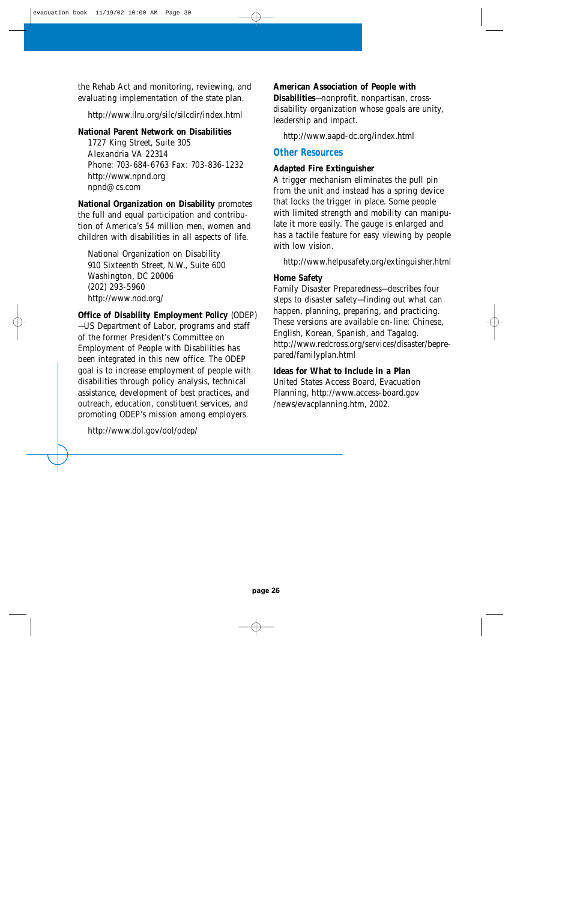the Rehab Act and monitoring, reviewing, and evaluating implementation of the state plan.

http://www.ilru.org/silc/silcdir/index.html

**National Parent Network on Disabilities**
1727 King Street, Suite 305
Alexandria VA 22314
Phone: 703-684-6763 Fax: 703-836-1232
http://www.npnd.org
npnd@cs.com

**National Organization on Disability** promotes the full and equal participation and contribution of America's 54 million men, women and children with disabilities in all aspects of life.

National Organization on Disability
910 Sixteenth Street, N.W., Suite 600
Washington, DC 20006
(202) 293-5960
http://www.nod.org/

**Office of Disability Employment Policy** (ODEP)—US Department of Labor, programs and staff of the former President's Committee on Employment of People with Disabilities has been integrated in this new office. The ODEP goal is to increase employment of people with disabilities through policy analysis, technical assistance, development of best practices, and outreach, education, constituent services, and promoting ODEP's mission among employers.

http://www.dol.gov/dol/odep/

**American Association of People with Disabilities**—nonprofit, nonpartisan, cross-disability organization whose goals are unity, leadership and impact.

http://www.aapd-dc.org/index.html

## Other Resources

**Adapted Fire Extinguisher**
A trigger mechanism eliminates the pull pin from the unit and instead has a spring device that locks the trigger in place. Some people with limited strength and mobility can manipulate it more easily. The gauge is enlarged and has a tactile feature for easy viewing by people with low vision.

http://www.helpusafety.org/extinguisher.html

**Home Safety**
Family Disaster Preparedness—describes four steps to disaster safety—finding out what can happen, planning, preparing, and practicing. These versions are available on-line: Chinese, English, Korean, Spanish, and Tagalog.
http://www.redcross.org/services/disaster/beprepared/familyplan.html

**Ideas for What to Include in a Plan**
United States Access Board, Evacuation Planning, http://www.access-board.gov/news/evacplanning.htm, 2002.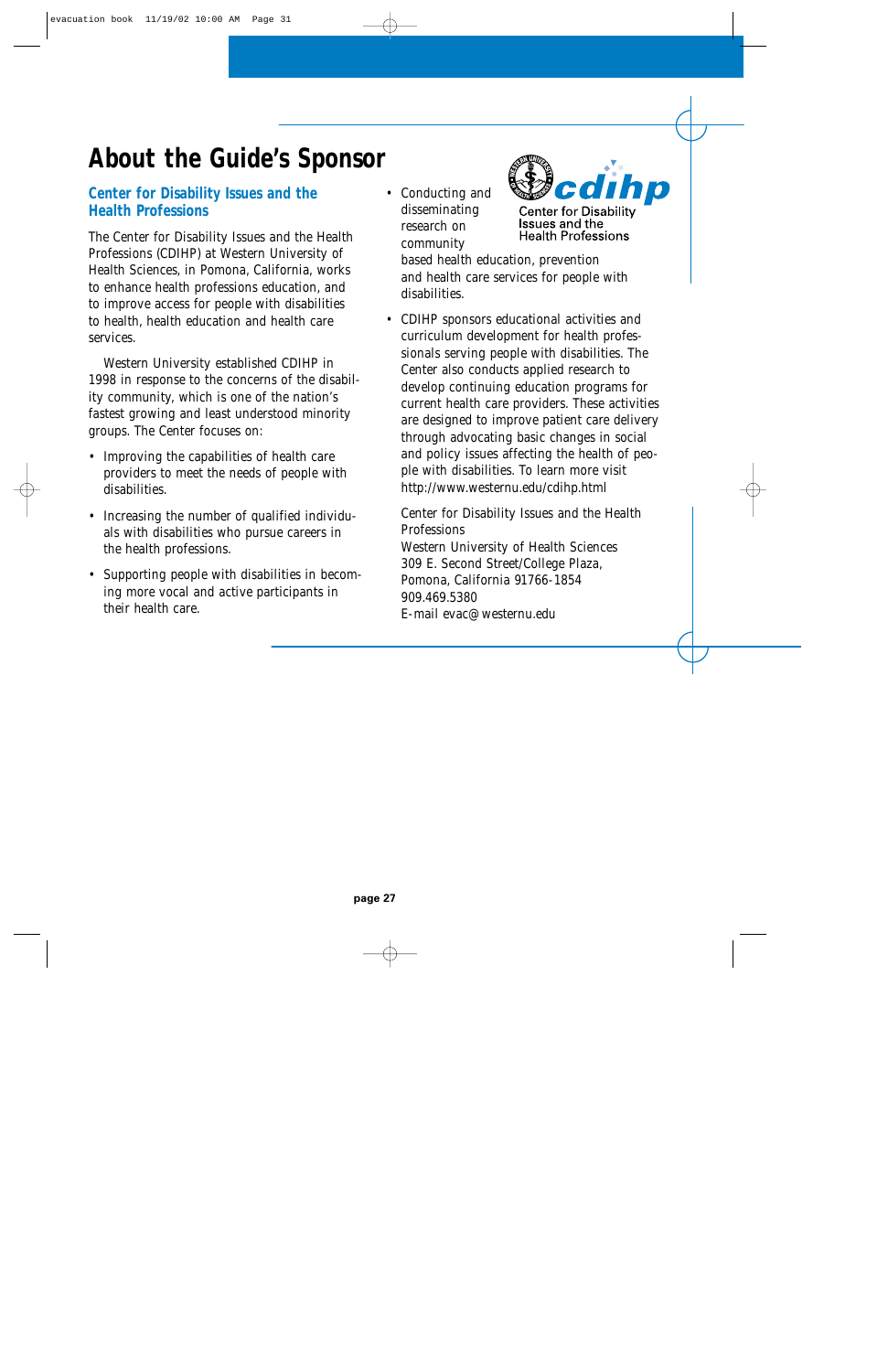# About the Guide's Sponsor

## Center for Disability Issues and the Health Professions

The Center for Disability Issues and the Health Professions (CDIHP) at Western University of Health Sciences, in Pomona, California, works to enhance health professions education, and to improve access for people with disabilities to health, health education and health care services.

Western University established CDIHP in 1998 in response to the concerns of the disability community, which is one of the nation's fastest growing and least understood minority groups. The Center focuses on:

- Improving the capabilities of health care providers to meet the needs of people with disabilities.
- Increasing the number of qualified individuals with disabilities who pursue careers in the health professions.
- Supporting people with disabilities in becoming more vocal and active participants in their health care.
- Conducting and disseminating research on community based health education, prevention and health care services for people with disabilities.
- CDIHP sponsors educational activities and curriculum development for health professionals serving people with disabilities. The Center also conducts applied research to develop continuing education programs for current health care providers. These activities are designed to improve patient care delivery through advocating basic changes in social and policy issues affecting the health of people with disabilities. To learn more visit http://www.westernu.edu/cdihp.html

Center for Disability Issues and the Health Professions
Western University of Health Sciences
309 E. Second Street/College Plaza,
Pomona, California 91766-1854
909.469.5380
E-mail evac@westernu.edu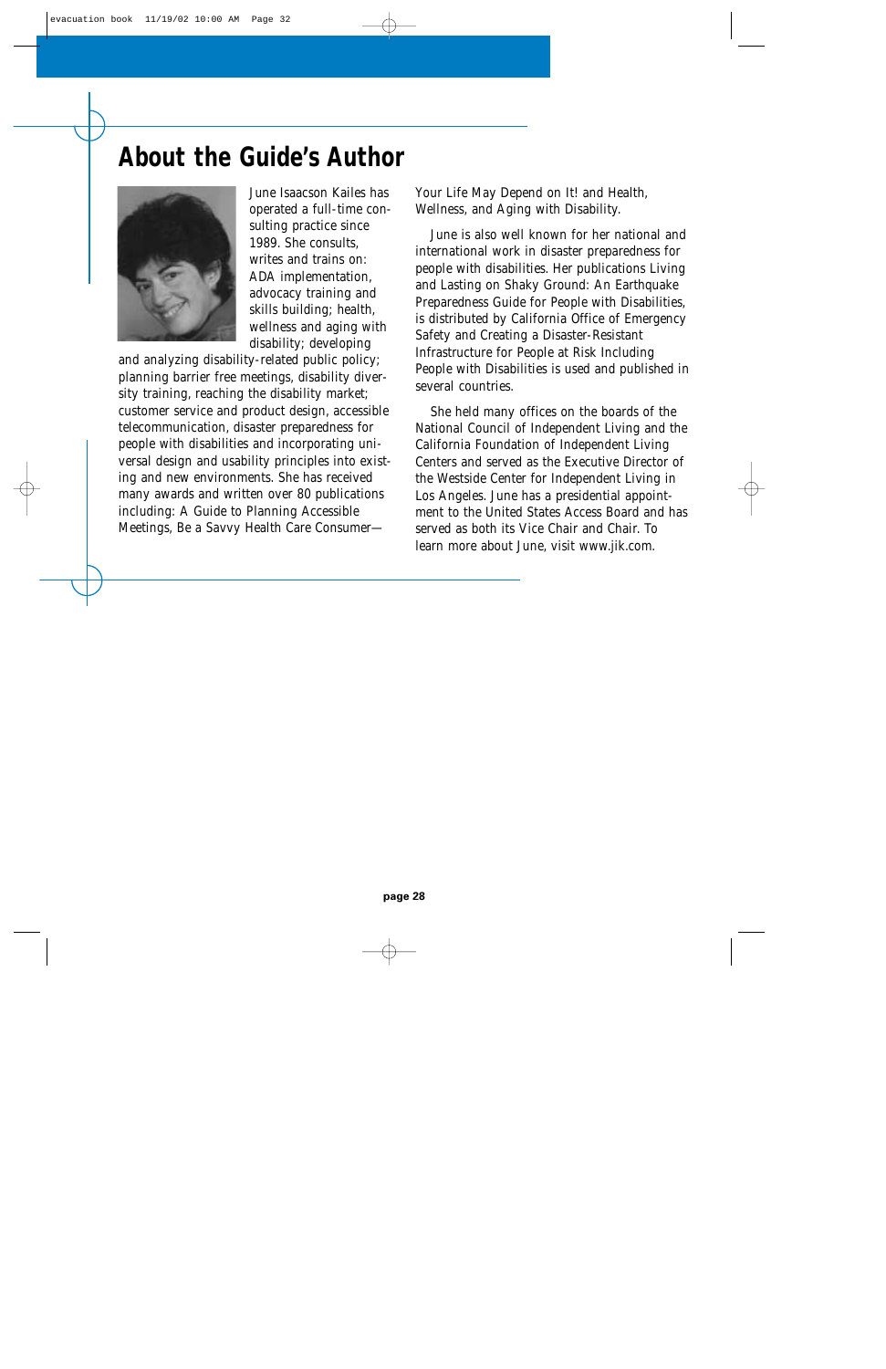# About the Guide's Author

June Isaacson Kailes has operated a full-time consulting practice since 1989. She consults, writes and trains on: ADA implementation, advocacy training and skills building; health, wellness and aging with disability; developing and analyzing disability-related public policy; planning barrier free meetings, disability diversity training, reaching the disability market; customer service and product design, accessible telecommunication, disaster preparedness for people with disabilities and incorporating universal design and usability principles into existing and new environments. She has received many awards and written over 80 publications including: A Guide to Planning Accessible Meetings, Be a Savvy Health Care Consumer—Your Life May Depend on It! and Health, Wellness, and Aging with Disability.

June is also well known for her national and international work in disaster preparedness for people with disabilities. Her publications Living and Lasting on Shaky Ground: An Earthquake Preparedness Guide for People with Disabilities, is distributed by California Office of Emergency Safety and Creating a Disaster-Resistant Infrastructure for People at Risk Including People with Disabilities is used and published in several countries.

She held many offices on the boards of the National Council of Independent Living and the California Foundation of Independent Living Centers and served as the Executive Director of the Westside Center for Independent Living in Los Angeles. June has a presidential appointment to the United States Access Board and has served as both its Vice Chair and Chair. To learn more about June, visit www.jik.com.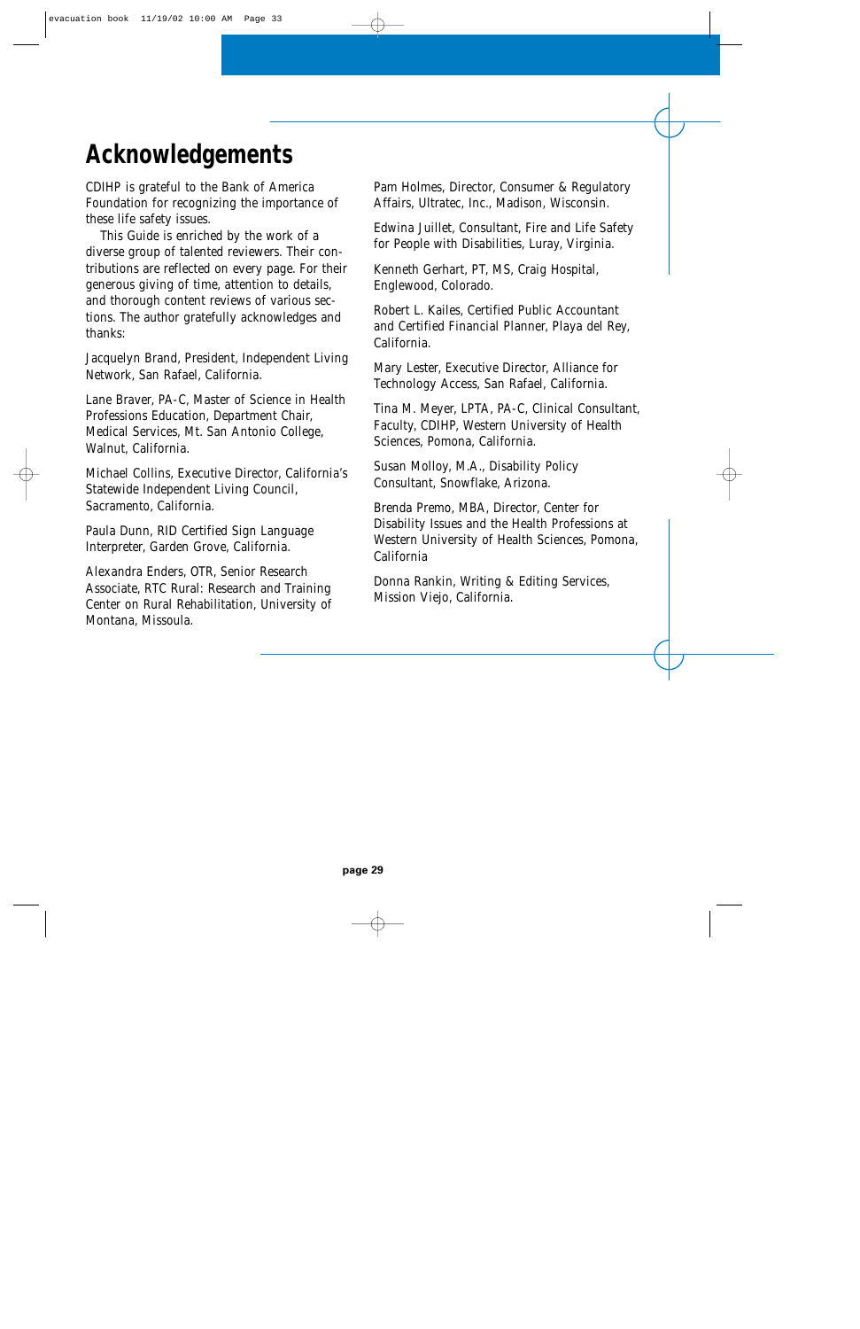# Acknowledgements

CDIHP is grateful to the Bank of America Foundation for recognizing the importance of these life safety issues.

This Guide is enriched by the work of a diverse group of talented reviewers. Their contributions are reflected on every page. For their generous giving of time, attention to details, and thorough content reviews of various sections. The author gratefully acknowledges and thanks:

Jacquelyn Brand, President, Independent Living Network, San Rafael, California.

Lane Braver, PA-C, Master of Science in Health Professions Education, Department Chair, Medical Services, Mt. San Antonio College, Walnut, California.

Michael Collins, Executive Director, California's Statewide Independent Living Council, Sacramento, California.

Paula Dunn, RID Certified Sign Language Interpreter, Garden Grove, California.

Alexandra Enders, OTR, Senior Research Associate, RTC Rural: Research and Training Center on Rural Rehabilitation, University of Montana, Missoula.

Pam Holmes, Director, Consumer & Regulatory Affairs, Ultratec, Inc., Madison, Wisconsin.

Edwina Juillet, Consultant, Fire and Life Safety for People with Disabilities, Luray, Virginia.

Kenneth Gerhart, PT, MS, Craig Hospital, Englewood, Colorado.

Robert L. Kailes, Certified Public Accountant and Certified Financial Planner, Playa del Rey, California.

Mary Lester, Executive Director, Alliance for Technology Access, San Rafael, California.

Tina M. Meyer, LPTA, PA-C, Clinical Consultant, Faculty, CDIHP, Western University of Health Sciences, Pomona, California.

Susan Molloy, M.A., Disability Policy Consultant, Snowflake, Arizona.

Brenda Premo, MBA, Director, Center for Disability Issues and the Health Professions at Western University of Health Sciences, Pomona, California

Donna Rankin, Writing & Editing Services, Mission Viejo, California.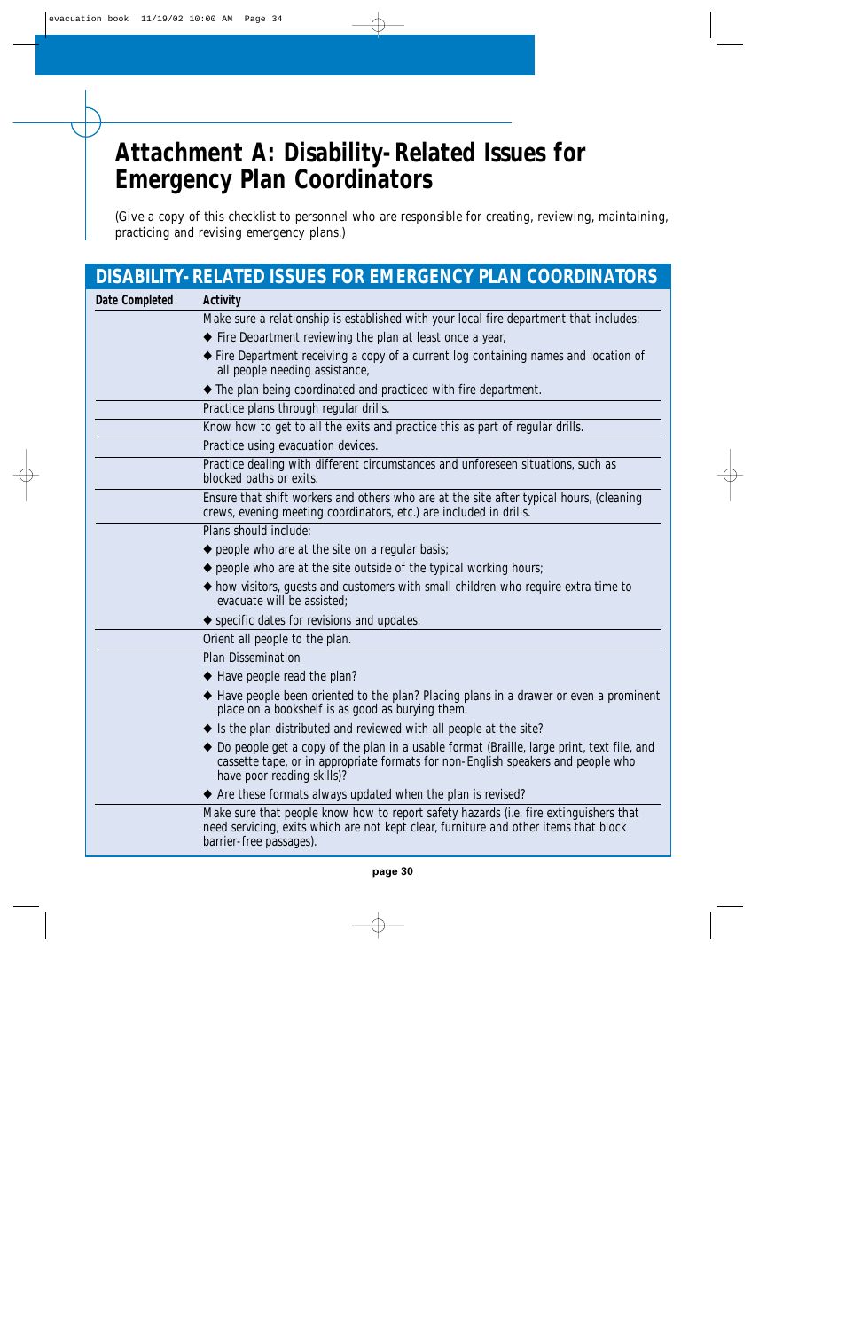# Attachment A: Disability-Related Issues for Emergency Plan Coordinators

(Give a copy of this checklist to personnel who are responsible for creating, reviewing, maintaining, practicing and revising emergency plans.)

| DISABILITY-RELATED ISSUES FOR EMERGENCY PLAN COORDINATORS | |
|---|---|
| **Date Completed** | **Activity** |
| | Make sure a relationship is established with your local fire department that includes:<br>◆ Fire Department reviewing the plan at least once a year,<br>◆ Fire Department receiving a copy of a current log containing names and location of all people needing assistance,<br>◆ The plan being coordinated and practiced with fire department. |
| | Practice plans through regular drills. |
| | Know how to get to all the exits and practice this as part of regular drills. |
| | Practice using evacuation devices. |
| | Practice dealing with different circumstances and unforeseen situations, such as blocked paths or exits. |
| | Ensure that shift workers and others who are at the site after typical hours, (cleaning crews, evening meeting coordinators, etc.) are included in drills. |
| | Plans should include:<br>◆ people who are at the site on a regular basis;<br>◆ people who are at the site outside of the typical working hours;<br>◆ how visitors, guests and customers with small children who require extra time to evacuate will be assisted;<br>◆ specific dates for revisions and updates. |
| | Orient all people to the plan. |
| | Plan Dissemination<br>◆ Have people read the plan?<br>◆ Have people been oriented to the plan? Placing plans in a drawer or even a prominent place on a bookshelf is as good as burying them.<br>◆ Is the plan distributed and reviewed with all people at the site?<br>◆ Do people get a copy of the plan in a usable format (Braille, large print, text file, and cassette tape, or in appropriate formats for non-English speakers and people who have poor reading skills)?<br>◆ Are these formats always updated when the plan is revised? |
| | Make sure that people know how to report safety hazards (i.e. fire extinguishers that need servicing, exits which are not kept clear, furniture and other items that block barrier-free passages). |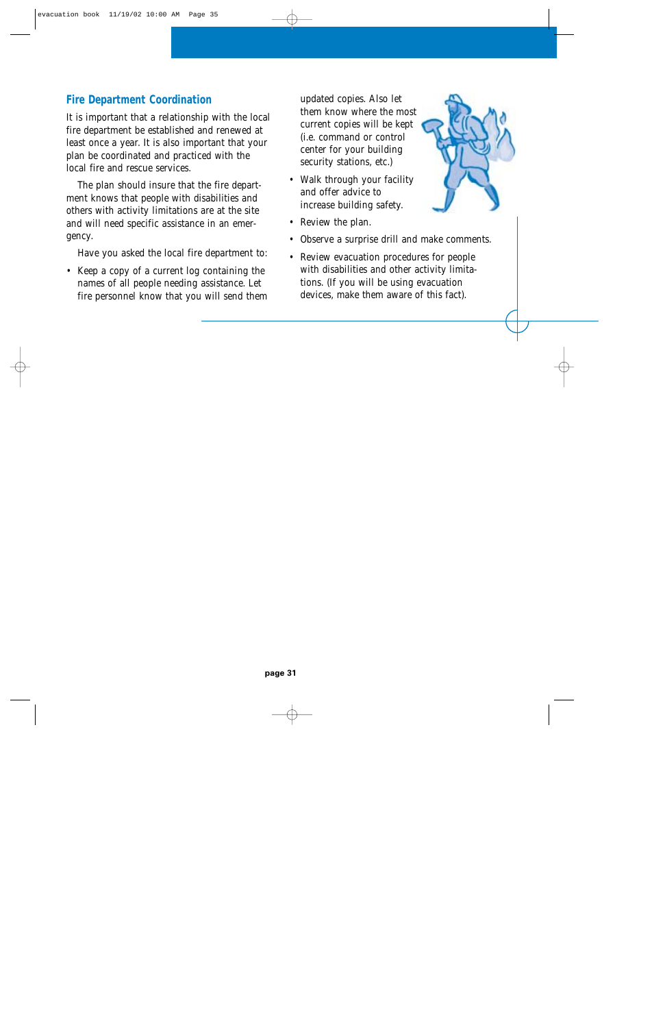## Fire Department Coordination

It is important that a relationship with the local fire department be established and renewed at least once a year. It is also important that your plan be coordinated and practiced with the local fire and rescue services.

The plan should insure that the fire department knows that people with disabilities and others with activity limitations are at the site and will need specific assistance in an emergency.

Have you asked the local fire department to:

- Keep a copy of a current log containing the names of all people needing assistance. Let fire personnel know that you will send them updated copies. Also let them know where the most current copies will be kept (i.e. command or control center for your building security stations, etc.)
- Walk through your facility and offer advice to increase building safety.
- Review the plan.
- Observe a surprise drill and make comments.
- Review evacuation procedures for people with disabilities and other activity limitations. (If you will be using evacuation devices, make them aware of this fact).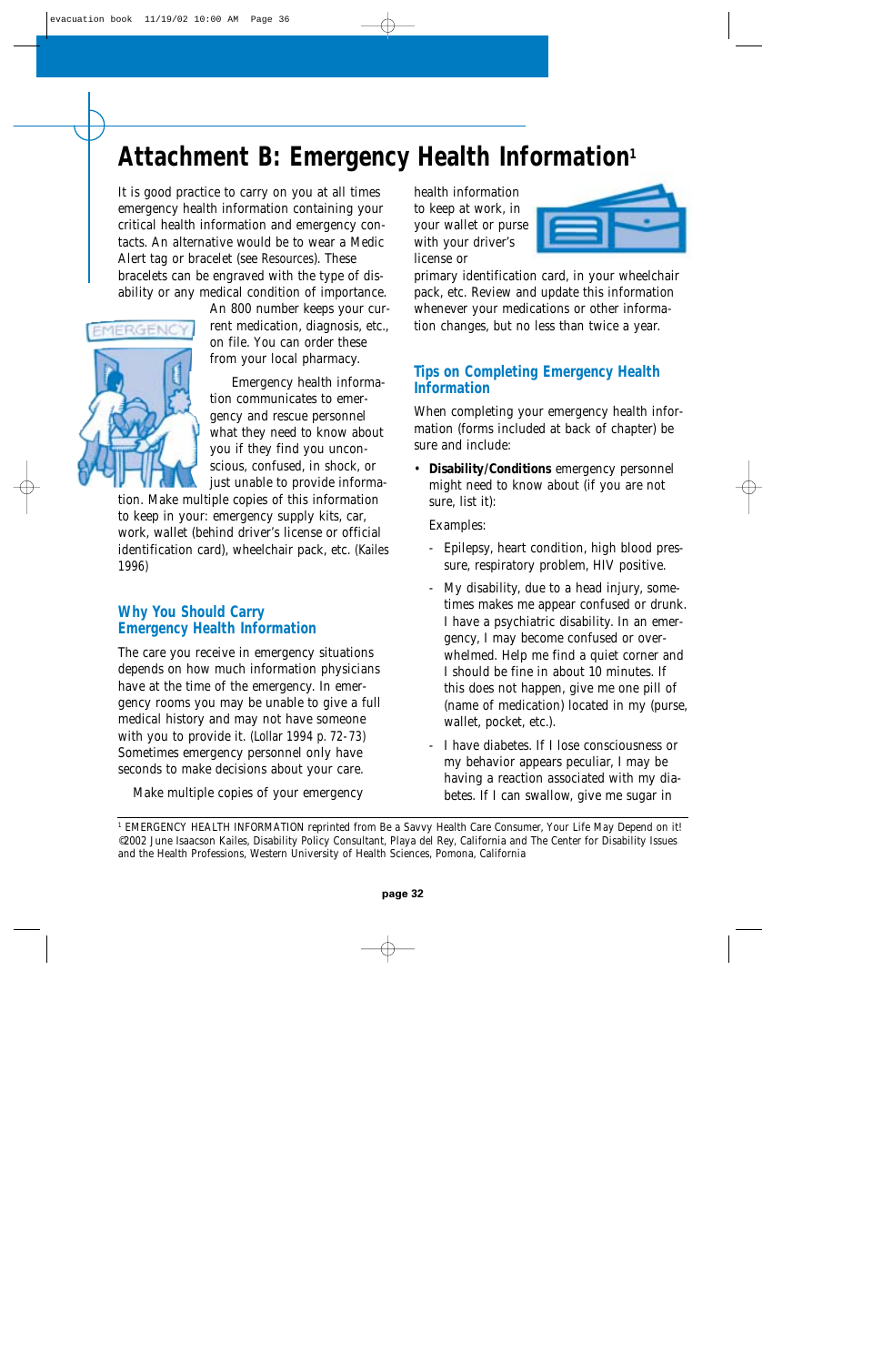# Attachment B: Emergency Health Information[1]

It is good practice to carry on you at all times emergency health information containing your critical health information and emergency contacts. An alternative would be to wear a Medic Alert tag or bracelet (see Resources). These bracelets can be engraved with the type of disability or any medical condition of importance. An 800 number keeps your current medication, diagnosis, etc., on file. You can order these from your local pharmacy.

Emergency health information communicates to emergency and rescue personnel what they need to know about you if they find you unconscious, confused, in shock, or just unable to provide information. Make multiple copies of this information to keep in your: emergency supply kits, car, work, wallet (behind driver's license or official identification card), wheelchair pack, etc. (Kailes 1996)

## Why You Should Carry Emergency Health Information

The care you receive in emergency situations depends on how much information physicians have at the time of the emergency. In emergency rooms you may be unable to give a full medical history and may not have someone with you to provide it. (Lollar 1994 p. 72-73) Sometimes emergency personnel only have seconds to make decisions about your care.

Make multiple copies of your emergency health information to keep at work, in your wallet or purse with your driver's license or primary identification card, in your wheelchair pack, etc. Review and update this information whenever your medications or other information changes, but no less than twice a year.

## Tips on Completing Emergency Health Information

When completing your emergency health information (forms included at back of chapter) be sure and include:

- **Disability/Conditions** emergency personnel might need to know about (if you are not sure, list it):

  Examples:

  - Epilepsy, heart condition, high blood pressure, respiratory problem, HIV positive.
  - My disability, due to a head injury, sometimes makes me appear confused or drunk. I have a psychiatric disability. In an emergency, I may become confused or overwhelmed. Help me find a quiet corner and I should be fine in about 10 minutes. If this does not happen, give me one pill of (name of medication) located in my (purse, wallet, pocket, etc.).
  - I have diabetes. If I lose consciousness or my behavior appears peculiar, I may be having a reaction associated with my diabetes. If I can swallow, give me sugar in

---

[1] EMERGENCY HEALTH INFORMATION reprinted from Be a Savvy Health Care Consumer, Your Life May Depend on it! ©2002 June Isaacson Kailes, Disability Policy Consultant, Playa del Rey, California and The Center for Disability Issues and the Health Professions, Western University of Health Sciences, Pomona, California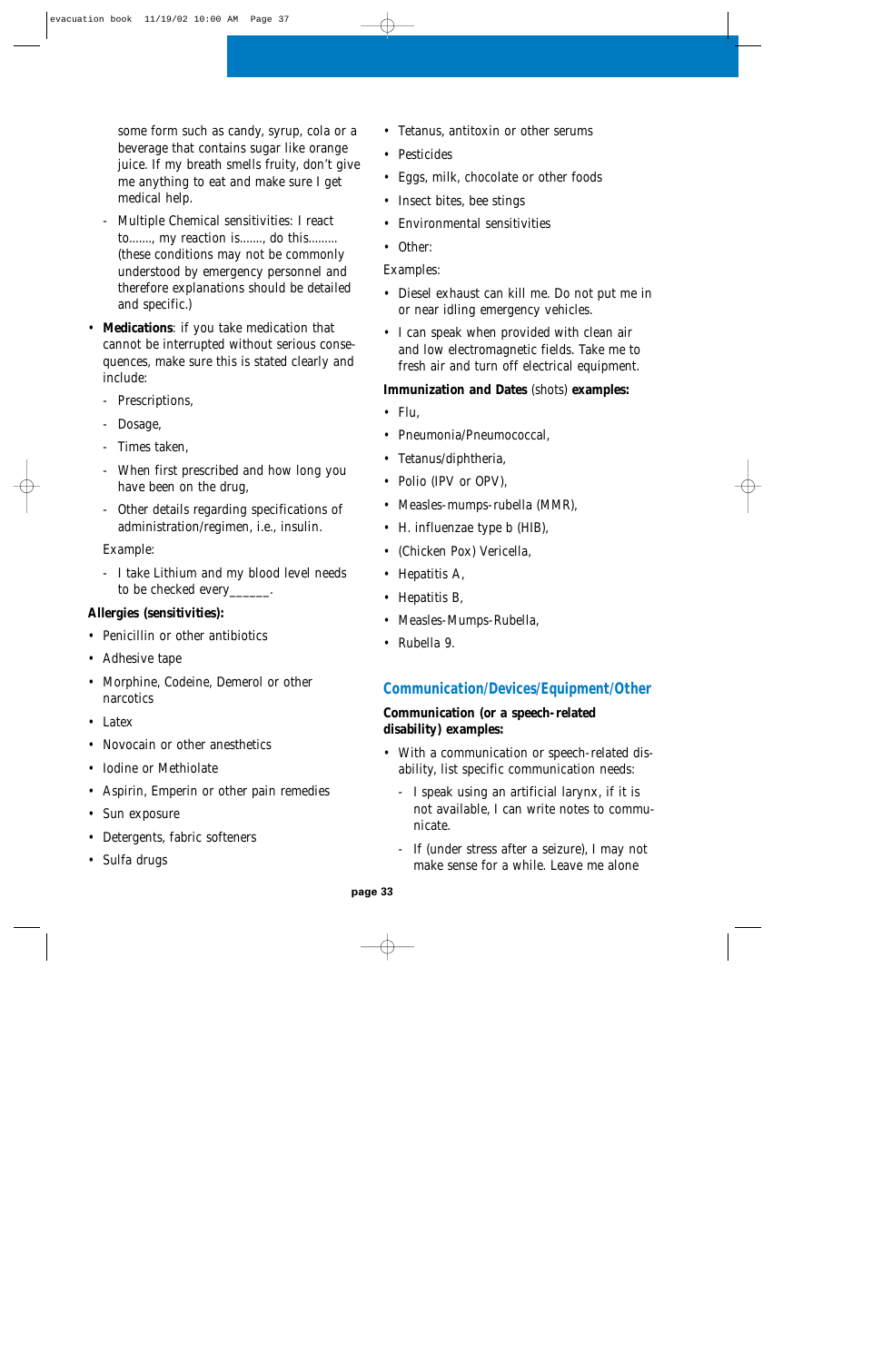some form such as candy, syrup, cola or a beverage that contains sugar like orange juice. If my breath smells fruity, don't give me anything to eat and make sure I get medical help.

- Multiple Chemical sensitivities: I react to......., my reaction is......., do this......... (these conditions may not be commonly understood by emergency personnel and therefore explanations should be detailed and specific.)

- **Medications**: if you take medication that cannot be interrupted without serious consequences, make sure this is stated clearly and include:
  - Prescriptions,
  - Dosage,
  - Times taken,
  - When first prescribed and how long you have been on the drug,
  - Other details regarding specifications of administration/regimen, i.e., insulin.

  Example:

  - I take Lithium and my blood level needs to be checked every______.

**Allergies (sensitivities):**

- Penicillin or other antibiotics
- Adhesive tape
- Morphine, Codeine, Demerol or other narcotics
- Latex
- Novocain or other anesthetics
- Iodine or Methiolate
- Aspirin, Emperin or other pain remedies
- Sun exposure
- Detergents, fabric softeners
- Sulfa drugs
- Tetanus, antitoxin or other serums
- Pesticides
- Eggs, milk, chocolate or other foods
- Insect bites, bee stings
- Environmental sensitivities
- Other:

Examples:

- Diesel exhaust can kill me. Do not put me in or near idling emergency vehicles.
- I can speak when provided with clean air and low electromagnetic fields. Take me to fresh air and turn off electrical equipment.

**Immunization and Dates** (shots) **examples:**

- Flu,
- Pneumonia/Pneumococcal,
- Tetanus/diphtheria,
- Polio (IPV or OPV),
- Measles-mumps-rubella (MMR),
- H. influenzae type b (HIB),
- (Chicken Pox) Vericella,
- Hepatitis A,
- Hepatitis B,
- Measles-Mumps-Rubella,
- Rubella 9.

## Communication/Devices/Equipment/Other

**Communication (or a speech-related disability) examples:**

- With a communication or speech-related disability, list specific communication needs:
  - I speak using an artificial larynx, if it is not available, I can write notes to communicate.
  - If (under stress after a seizure), I may not make sense for a while. Leave me alone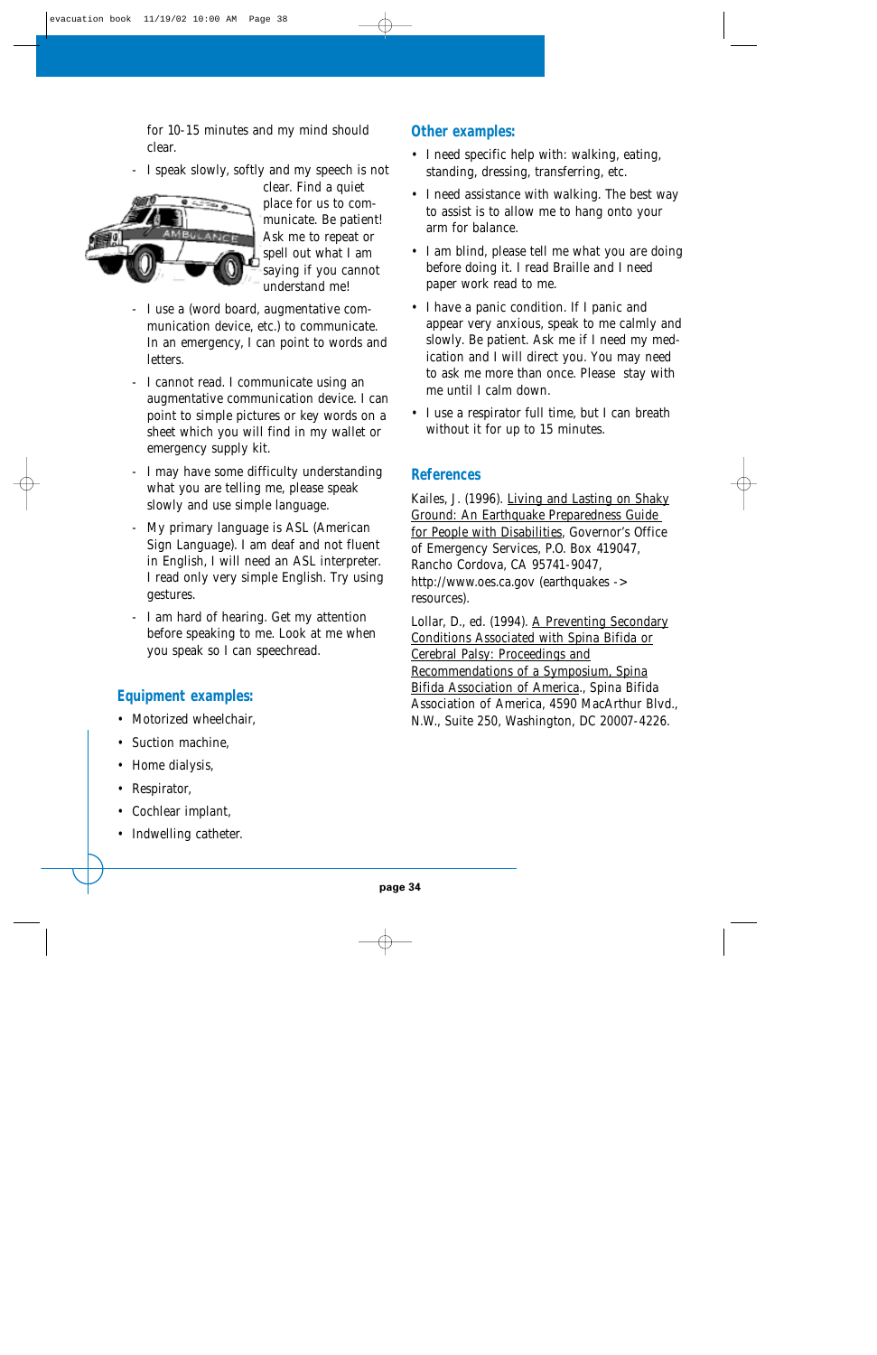for 10-15 minutes and my mind should clear.

- I speak slowly, softly and my speech is not clear. Find a quiet place for us to communicate. Be patient! Ask me to repeat or spell out what I am saying if you cannot understand me!
- I use a (word board, augmentative communication device, etc.) to communicate. In an emergency, I can point to words and letters.
- I cannot read. I communicate using an augmentative communication device. I can point to simple pictures or key words on a sheet which you will find in my wallet or emergency supply kit.
- I may have some difficulty understanding what you are telling me, please speak slowly and use simple language.
- My primary language is ASL (American Sign Language). I am deaf and not fluent in English, I will need an ASL interpreter. I read only very simple English. Try using gestures.
- I am hard of hearing. Get my attention before speaking to me. Look at me when you speak so I can speechread.

## Equipment examples:

- Motorized wheelchair,
- Suction machine,
- Home dialysis,
- Respirator,
- Cochlear implant,
- Indwelling catheter.

## Other examples:

- I need specific help with: walking, eating, standing, dressing, transferring, etc.
- I need assistance with walking. The best way to assist is to allow me to hang onto your arm for balance.
- I am blind, please tell me what you are doing before doing it. I read Braille and I need paper work read to me.
- I have a panic condition. If I panic and appear very anxious, speak to me calmly and slowly. Be patient. Ask me if I need my medication and I will direct you. You may need to ask me more than once. Please stay with me until I calm down.
- I use a respirator full time, but I can breath without it for up to 15 minutes.

## References

Kailes, J. (1996). Living and Lasting on Shaky Ground: An Earthquake Preparedness Guide for People with Disabilities, Governor's Office of Emergency Services, P.O. Box 419047, Rancho Cordova, CA 95741-9047, http://www.oes.ca.gov (earthquakes -> resources).

Lollar, D., ed. (1994). A Preventing Secondary Conditions Associated with Spina Bifida or Cerebral Palsy: Proceedings and Recommendations of a Symposium, Spina Bifida Association of America., Spina Bifida Association of America, 4590 MacArthur Blvd., N.W., Suite 250, Washington, DC 20007-4226.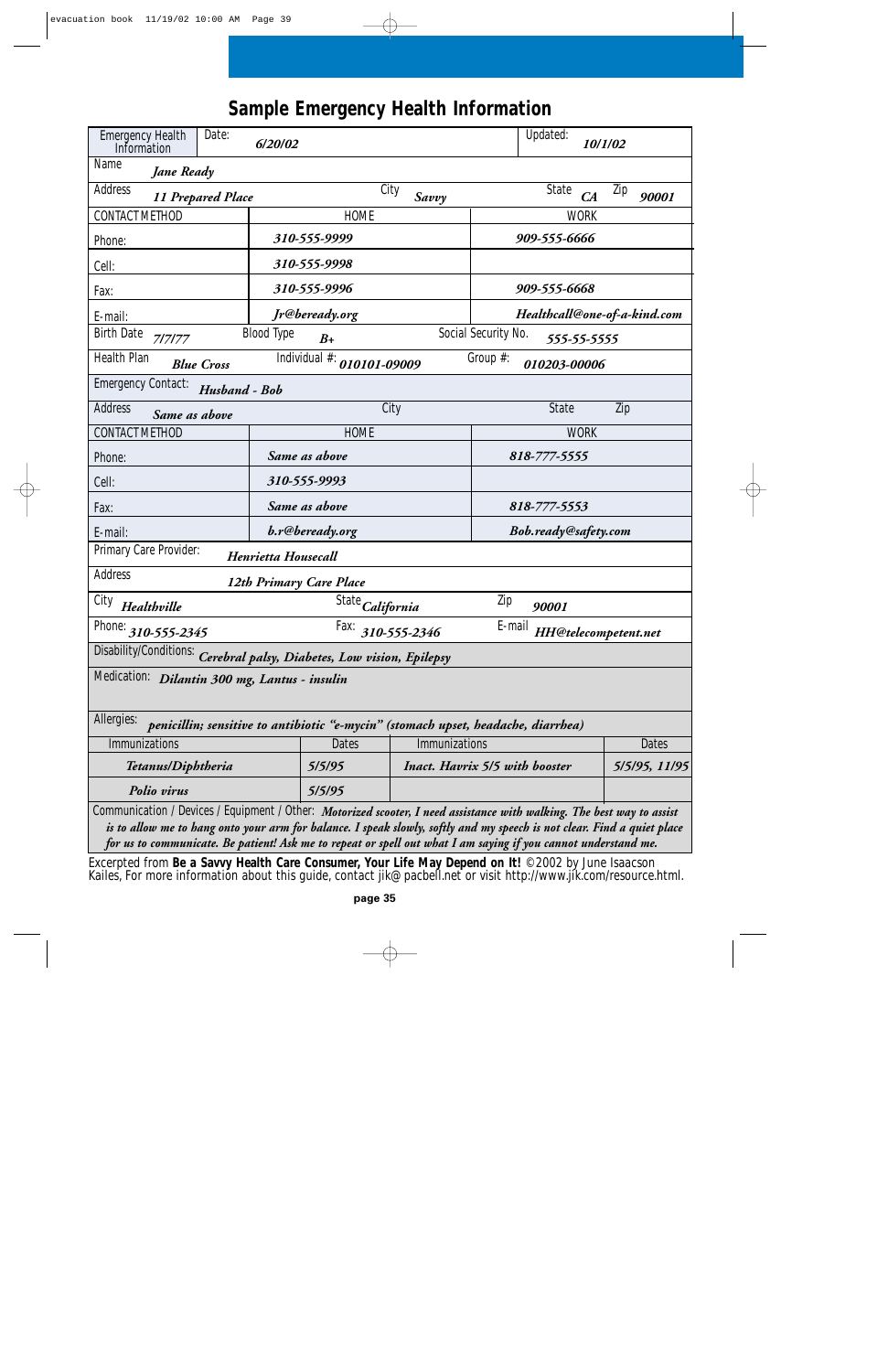## Sample Emergency Health Information

| Emergency Health Information | Date: *6/20/02* | | Updated: *10/1/02* |
|---|---|---|---|
| Name *Jane Ready* | | | |
| Address *11 Prepared Place* | City *Savvy* | | State *CA* Zip *90001* |
| CONTACT METHOD | HOME | | WORK |
| Phone: | *310-555-9999* | | *909-555-6666* |
| Cell: | *310-555-9998* | | |
| Fax: | *310-555-9996* | | *909-555-6668* |
| E-mail: | *Jr@beready.org* | | *Healthcall@one-of-a-kind.com* |
| Birth Date *7/7/77* | Blood Type *B+* | Social Security No. *555-55-5555* | |
| Health Plan *Blue Cross* | Individual #: *010101-09009* | Group #: *010203-00006* | |
| Emergency Contact: *Husband - Bob* | | | |
| Address *Same as above* | City | | State Zip |
| CONTACT METHOD | HOME | | WORK |
| Phone: | *Same as above* | | *818-777-5555* |
| Cell: | *310-555-9993* | | |
| Fax: | *Same as above* | | *818-777-5553* |
| E-mail: | *b.r@beready.org* | | *Bob.ready@safety.com* |
| Primary Care Provider: *Henrietta Housecall* | | | |
| Address *12th Primary Care Place* | | | |
| City *Healthville* | State *California* | Zip *90001* | |
| Phone: *310-555-2345* | Fax: *310-555-2346* | E-mail *HH@telecompetent.net* | |
| Disability/Conditions: *Cerebral palsy, Diabetes, Low vision, Epilepsy* | | | |
| Medication: *Dilantin 300 mg, Lantus - insulin* | | | |
| Allergies: *penicillin; sensitive to antibiotic "e-mycin" (stomach upset, headache, diarrhea)* | | | |

| Immunizations | Dates | Immunizations | Dates |
|---|---|---|---|
| *Tetanus/Diphtheria* | *5/5/95* | *Inact. Havrix 5/5 with booster* | *5/5/95, 11/95* |
| *Polio virus* | *5/5/95* | | |

Communication / Devices / Equipment / Other: *Motorized scooter, I need assistance with walking. The best way to assist is to allow me to hang onto your arm for balance. I speak slowly, softly and my speech is not clear. Find a quiet place for us to communicate. Be patient! Ask me to repeat or spell out what I am saying if you cannot understand me.*

Excerpted from **Be a Savvy Health Care Consumer, Your Life May Depend on It!** ©2002 by June Isaacson Kailes, For more information about this guide, contact jik@ pacbell.net or visit http://www.jik.com/resource.html.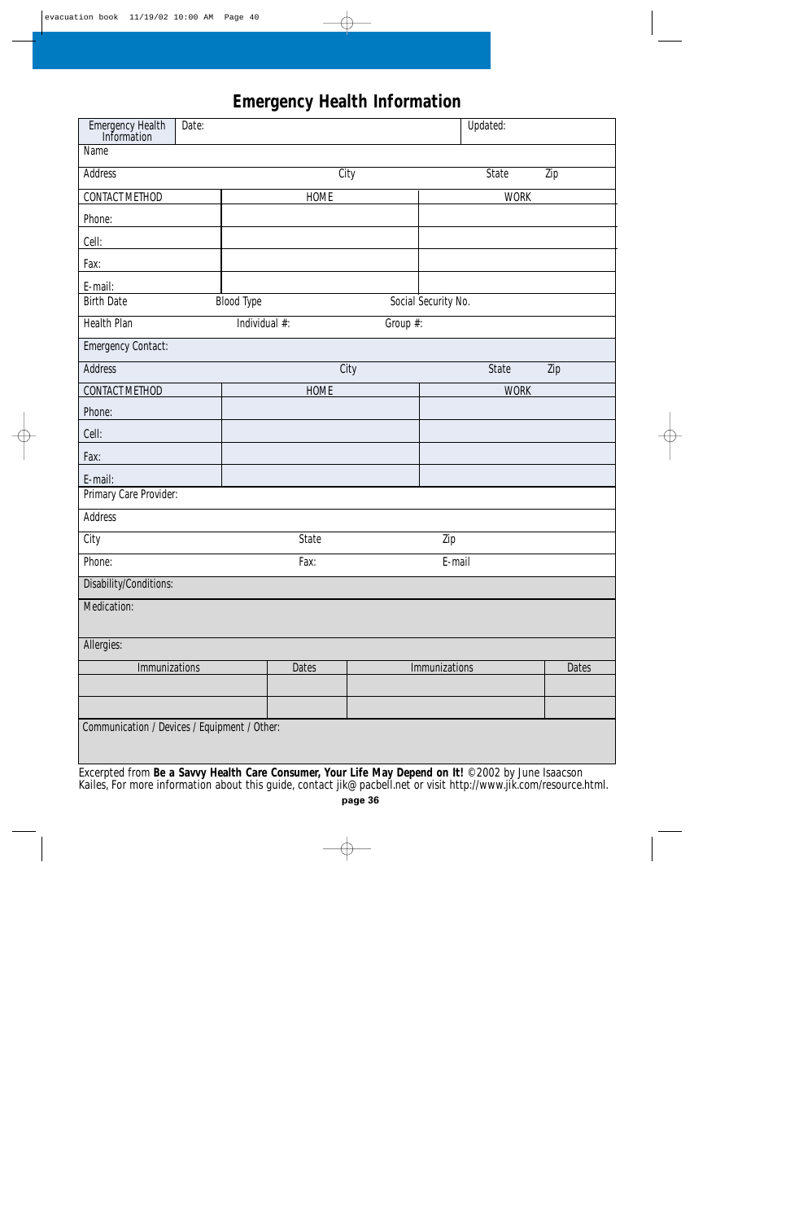# Emergency Health Information

| Emergency Health Information | Date: | | Updated: |
|---|---|---|---|
| Name | | | |
| Address | City | State | Zip |
| CONTACT METHOD | HOME | WORK | |
| Phone: | | | |
| Cell: | | | |
| Fax: | | | |
| E-mail: | | | |
| Birth Date | Blood Type | Social Security No. | |
| Health Plan | Individual #: | Group #: | |
| Emergency Contact: | | | |
| Address | City | State | Zip |
| CONTACT METHOD | HOME | WORK | |
| Phone: | | | |
| Cell: | | | |
| Fax: | | | |
| E-mail: | | | |
| Primary Care Provider: | | | |
| Address | | | |
| City | State | Zip | |
| Phone: | Fax: | E-mail | |
| Disability/Conditions: | | | |
| Medication: | | | |
| Allergies: | | | |

| Immunizations | Dates | Immunizations | Dates |
|---|---|---|---|
| | | | |
| | | | |

| Communication / Devices / Equipment / Other: |
|---|
| |

Excerpted from **Be a Savvy Health Care Consumer, Your Life May Depend on It!** ©2002 by June Isaacson Kailes, For more information about this guide, contact jik@pacbell.net or visit http://www.jik.com/resource.html.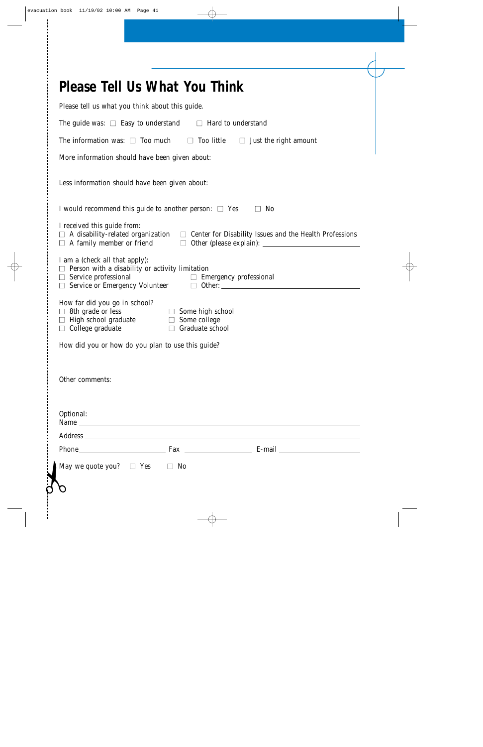# Please Tell Us What You Think

Please tell us what you think about this guide.

The guide was: ☐ Easy to understand ☐ Hard to understand

The information was: ☐ Too much ☐ Too little ☐ Just the right amount

More information should have been given about:

Less information should have been given about:

I would recommend this guide to another person: ☐ Yes ☐ No

I received this guide from:

☐ A disability-related organization
☐ Center for Disability Issues and the Health Professions
☐ A family member or friend
☐ Other (please explain): ____________________

I am a (check all that apply):

☐ Person with a disability or activity limitation
☐ Service professional
☐ Emergency professional
☐ Service or Emergency Volunteer
☐ Other: ____________________

How far did you go in school?

☐ 8th grade or less
☐ Some high school
☐ High school graduate
☐ Some college
☐ College graduate
☐ Graduate school

How did you or how do you plan to use this guide?

Other comments:

Optional:

Name ____________________

Address ____________________

Phone ____________ Fax ____________ E-mail ____________

May we quote you? ☐ Yes ☐ No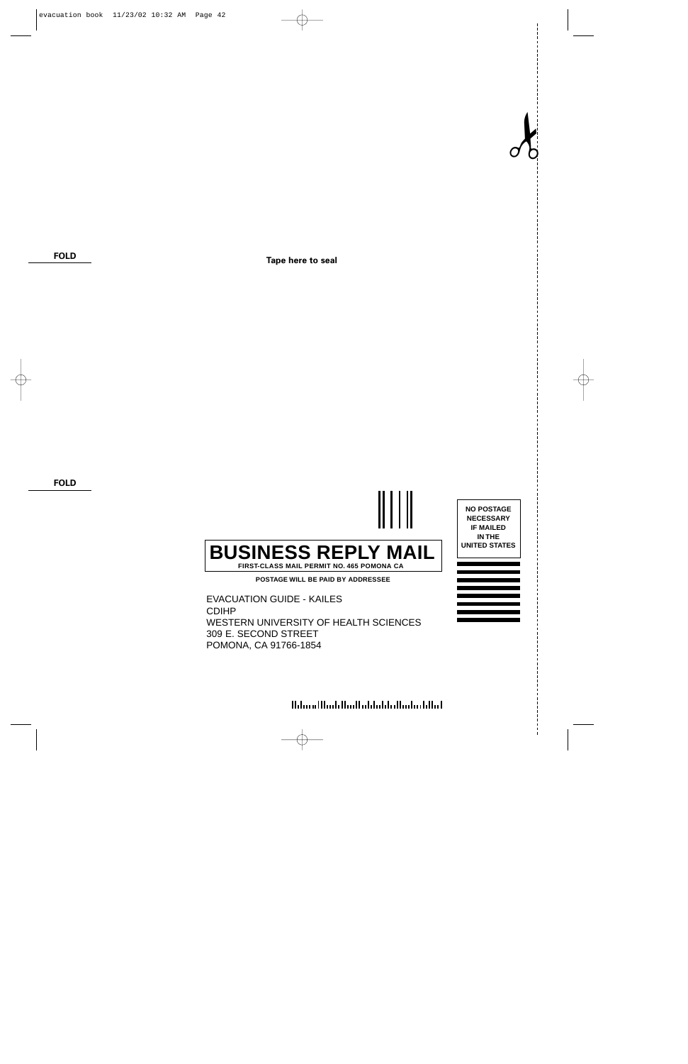FOLD

**Tape here to seal**

FOLD

NO POSTAGE NECESSARY IF MAILED IN THE UNITED STATES

**BUSINESS REPLY MAIL**

**FIRST-CLASS MAIL PERMIT NO. 465 POMONA CA**

**POSTAGE WILL BE PAID BY ADDRESSEE**

EVACUATION GUIDE - KAILES
CDIHP
WESTERN UNIVERSITY OF HEALTH SCIENCES
309 E. SECOND STREET
POMONA, CA 91766-1854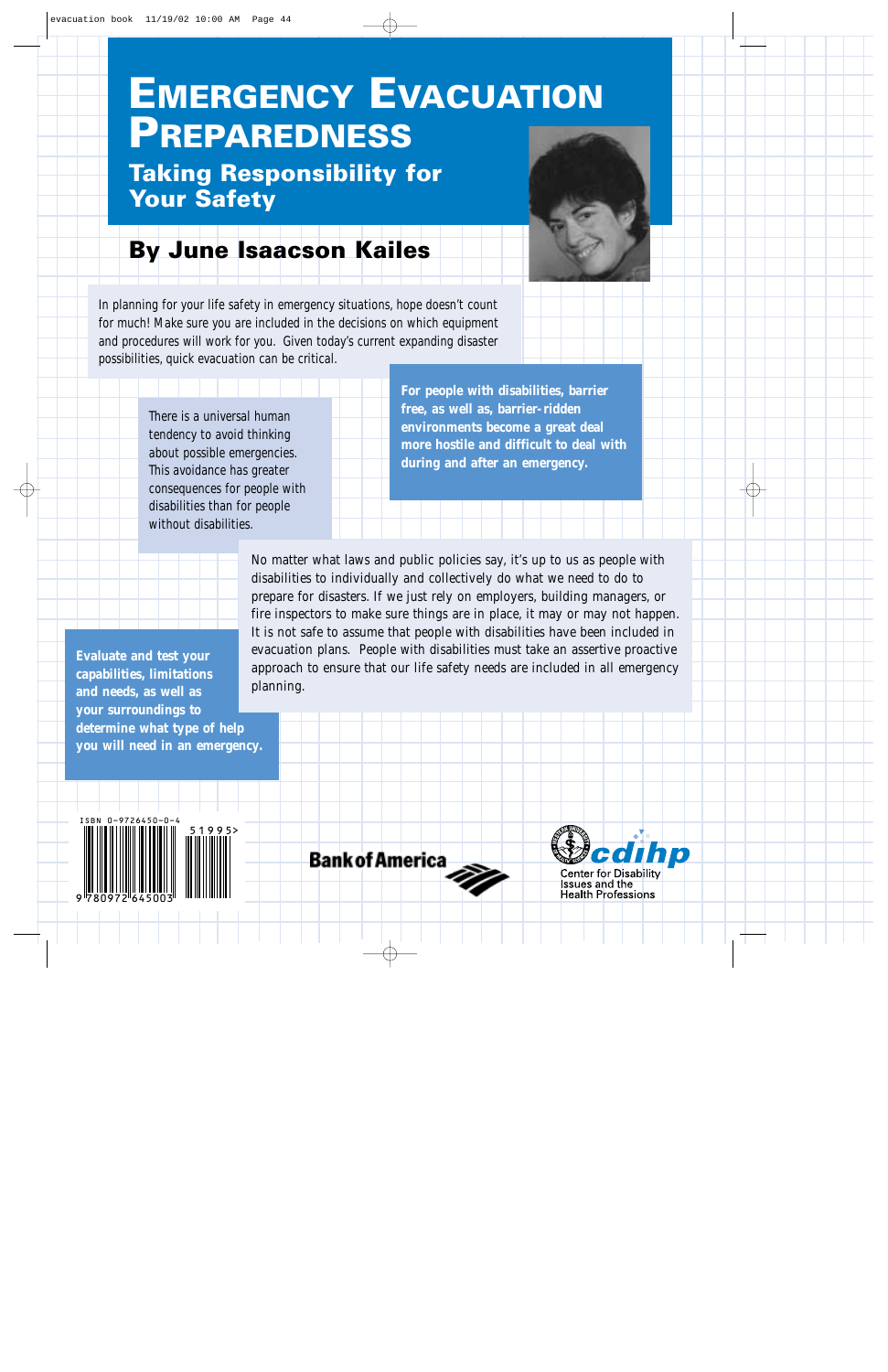# Emergency Evacuation Preparedness

## Taking Responsibility for Your Safety

## By June Isaacson Kailes

In planning for your life safety in emergency situations, hope doesn't count for much! Make sure you are included in the decisions on which equipment and procedures will work for you. Given today's current expanding disaster possibilities, quick evacuation can be critical.

There is a universal human tendency to avoid thinking about possible emergencies. This avoidance has greater consequences for people with disabilities than for people without disabilities.

**For people with disabilities, barrier free, as well as, barrier-ridden environments become a great deal more hostile and difficult to deal with during and after an emergency.**

No matter what laws and public policies say, it's up to us as people with disabilities to individually and collectively do what we need to do to prepare for disasters. If we just rely on employers, building managers, or fire inspectors to make sure things are in place, it may or may not happen. It is not safe to assume that people with disabilities have been included in evacuation plans. People with disabilities must take an assertive proactive approach to ensure that our life safety needs are included in all emergency planning.

**Evaluate and test your capabilities, limitations and needs, as well as your surroundings to determine what type of help you will need in an emergency.**

ISBN 0-9726450-0-4

9 780972 645003 51995>

Bank of America

cdihp
Center for Disability Issues and the Health Professions